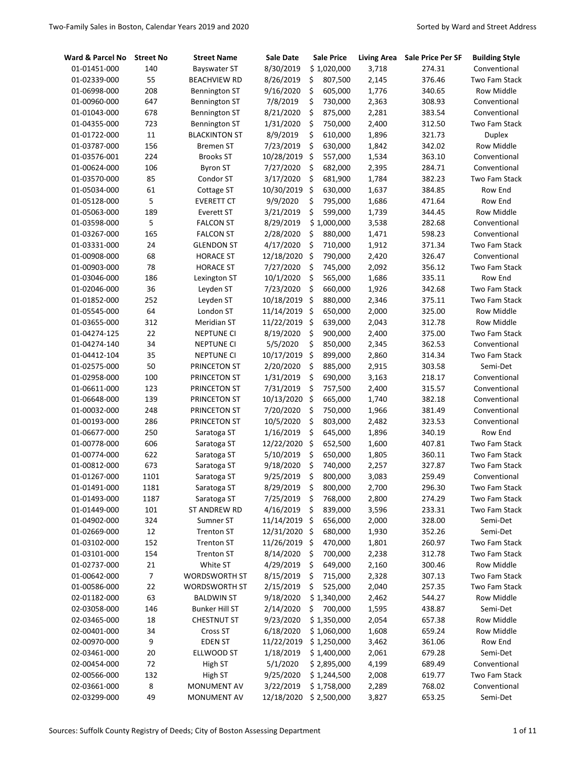| Ward & Parcel No | Street No | Street Name | Sale Date | Sale Price | Living Area | Sale Price Per SF | Building Style |
|---|---|---|---|---|---|---|---|
| 01-01451-000 | 140 | Bayswater ST | 8/30/2019 | $ 1,020,000 | 3,718 | 274.31 | Conventional |
| 01-02339-000 | 55 | BEACHVIEW RD | 8/26/2019 | $ 807,500 | 2,145 | 376.46 | Two Fam Stack |
| 01-06998-000 | 208 | Bennington ST | 9/16/2020 | $ 605,000 | 1,776 | 340.65 | Row Middle |
| 01-00960-000 | 647 | Bennington ST | 7/8/2019 | $ 730,000 | 2,363 | 308.93 | Conventional |
| 01-01043-000 | 678 | Bennington ST | 8/21/2020 | $ 875,000 | 2,281 | 383.54 | Conventional |
| 01-04355-000 | 723 | Bennington ST | 1/31/2020 | $ 750,000 | 2,400 | 312.50 | Two Fam Stack |
| 01-01722-000 | 11 | BLACKINTON ST | 8/9/2019 | $ 610,000 | 1,896 | 321.73 | Duplex |
| 01-03787-000 | 156 | Bremen ST | 7/23/2019 | $ 630,000 | 1,842 | 342.02 | Row Middle |
| 01-03576-001 | 224 | Brooks ST | 10/28/2019 | $ 557,000 | 1,534 | 363.10 | Conventional |
| 01-00624-000 | 106 | Byron ST | 7/27/2020 | $ 682,000 | 2,395 | 284.71 | Conventional |
| 01-03570-000 | 85 | Condor ST | 3/17/2020 | $ 681,900 | 1,784 | 382.23 | Two Fam Stack |
| 01-05034-000 | 61 | Cottage ST | 10/30/2019 | $ 630,000 | 1,637 | 384.85 | Row End |
| 01-05128-000 | 5 | EVERETT CT | 9/9/2020 | $ 795,000 | 1,686 | 471.64 | Row End |
| 01-05063-000 | 189 | Everett ST | 3/21/2019 | $ 599,000 | 1,739 | 344.45 | Row Middle |
| 01-03598-000 | 5 | FALCON ST | 8/29/2019 | $ 1,000,000 | 3,538 | 282.68 | Conventional |
| 01-03267-000 | 165 | FALCON ST | 2/28/2020 | $ 880,000 | 1,471 | 598.23 | Conventional |
| 01-03331-000 | 24 | GLENDON ST | 4/17/2020 | $ 710,000 | 1,912 | 371.34 | Two Fam Stack |
| 01-00908-000 | 68 | HORACE ST | 12/18/2020 | $ 790,000 | 2,420 | 326.47 | Conventional |
| 01-00903-000 | 78 | HORACE ST | 7/27/2020 | $ 745,000 | 2,092 | 356.12 | Two Fam Stack |
| 01-03046-000 | 186 | Lexington ST | 10/1/2020 | $ 565,000 | 1,686 | 335.11 | Row End |
| 01-02046-000 | 36 | Leyden ST | 7/23/2020 | $ 660,000 | 1,926 | 342.68 | Two Fam Stack |
| 01-01852-000 | 252 | Leyden ST | 10/18/2019 | $ 880,000 | 2,346 | 375.11 | Two Fam Stack |
| 01-05545-000 | 64 | London ST | 11/14/2019 | $ 650,000 | 2,000 | 325.00 | Row Middle |
| 01-03655-000 | 312 | Meridian ST | 11/22/2019 | $ 639,000 | 2,043 | 312.78 | Row Middle |
| 01-04274-125 | 22 | NEPTUNE CI | 8/19/2020 | $ 900,000 | 2,400 | 375.00 | Two Fam Stack |
| 01-04274-140 | 34 | NEPTUNE CI | 5/5/2020 | $ 850,000 | 2,345 | 362.53 | Conventional |
| 01-04412-104 | 35 | NEPTUNE CI | 10/17/2019 | $ 899,000 | 2,860 | 314.34 | Two Fam Stack |
| 01-02575-000 | 50 | PRINCETON ST | 2/20/2020 | $ 885,000 | 2,915 | 303.58 | Semi-Det |
| 01-02958-000 | 100 | PRINCETON ST | 1/31/2019 | $ 690,000 | 3,163 | 218.17 | Conventional |
| 01-06611-000 | 123 | PRINCETON ST | 7/31/2019 | $ 757,500 | 2,400 | 315.57 | Conventional |
| 01-06648-000 | 139 | PRINCETON ST | 10/13/2020 | $ 665,000 | 1,740 | 382.18 | Conventional |
| 01-00032-000 | 248 | PRINCETON ST | 7/20/2020 | $ 750,000 | 1,966 | 381.49 | Conventional |
| 01-00193-000 | 286 | PRINCETON ST | 10/5/2020 | $ 803,000 | 2,482 | 323.53 | Conventional |
| 01-06677-000 | 250 | Saratoga ST | 1/16/2019 | $ 645,000 | 1,896 | 340.19 | Row End |
| 01-00778-000 | 606 | Saratoga ST | 12/22/2020 | $ 652,500 | 1,600 | 407.81 | Two Fam Stack |
| 01-00774-000 | 622 | Saratoga ST | 5/10/2019 | $ 650,000 | 1,805 | 360.11 | Two Fam Stack |
| 01-00812-000 | 673 | Saratoga ST | 9/18/2020 | $ 740,000 | 2,257 | 327.87 | Two Fam Stack |
| 01-01267-000 | 1101 | Saratoga ST | 9/25/2019 | $ 800,000 | 3,083 | 259.49 | Conventional |
| 01-01491-000 | 1181 | Saratoga ST | 8/29/2019 | $ 800,000 | 2,700 | 296.30 | Two Fam Stack |
| 01-01493-000 | 1187 | Saratoga ST | 7/25/2019 | $ 768,000 | 2,800 | 274.29 | Two Fam Stack |
| 01-01449-000 | 101 | ST ANDREW RD | 4/16/2019 | $ 839,000 | 3,596 | 233.31 | Two Fam Stack |
| 01-04902-000 | 324 | Sumner ST | 11/14/2019 | $ 656,000 | 2,000 | 328.00 | Semi-Det |
| 01-02669-000 | 12 | Trenton ST | 12/31/2020 | $ 680,000 | 1,930 | 352.26 | Semi-Det |
| 01-03102-000 | 152 | Trenton ST | 11/26/2019 | $ 470,000 | 1,801 | 260.97 | Two Fam Stack |
| 01-03101-000 | 154 | Trenton ST | 8/14/2020 | $ 700,000 | 2,238 | 312.78 | Two Fam Stack |
| 01-02737-000 | 21 | White ST | 4/29/2019 | $ 649,000 | 2,160 | 300.46 | Row Middle |
| 01-00642-000 | 7 | WORDSWORTH ST | 8/15/2019 | $ 715,000 | 2,328 | 307.13 | Two Fam Stack |
| 01-00586-000 | 22 | WORDSWORTH ST | 2/15/2019 | $ 525,000 | 2,040 | 257.35 | Two Fam Stack |
| 02-01182-000 | 63 | BALDWIN ST | 9/18/2020 | $ 1,340,000 | 2,462 | 544.27 | Row Middle |
| 02-03058-000 | 146 | Bunker Hill ST | 2/14/2020 | $ 700,000 | 1,595 | 438.87 | Semi-Det |
| 02-03465-000 | 18 | CHESTNUT ST | 9/23/2020 | $ 1,350,000 | 2,054 | 657.38 | Row Middle |
| 02-00401-000 | 34 | Cross ST | 6/18/2020 | $ 1,060,000 | 1,608 | 659.24 | Row Middle |
| 02-00970-000 | 9 | EDEN ST | 11/22/2019 | $ 1,250,000 | 3,462 | 361.06 | Row End |
| 02-03461-000 | 20 | ELLWOOD ST | 1/18/2019 | $ 1,400,000 | 2,061 | 679.28 | Semi-Det |
| 02-00454-000 | 72 | High ST | 5/1/2020 | $ 2,895,000 | 4,199 | 689.49 | Conventional |
| 02-00566-000 | 132 | High ST | 9/25/2020 | $ 1,244,500 | 2,008 | 619.77 | Two Fam Stack |
| 02-03661-000 | 8 | MONUMENT AV | 3/22/2019 | $ 1,758,000 | 2,289 | 768.02 | Conventional |
| 02-03299-000 | 49 | MONUMENT AV | 12/18/2020 | $ 2,500,000 | 3,827 | 653.25 | Semi-Det |

Sources: Suffolk County Registry of Deeds; City of Boston Assessing Department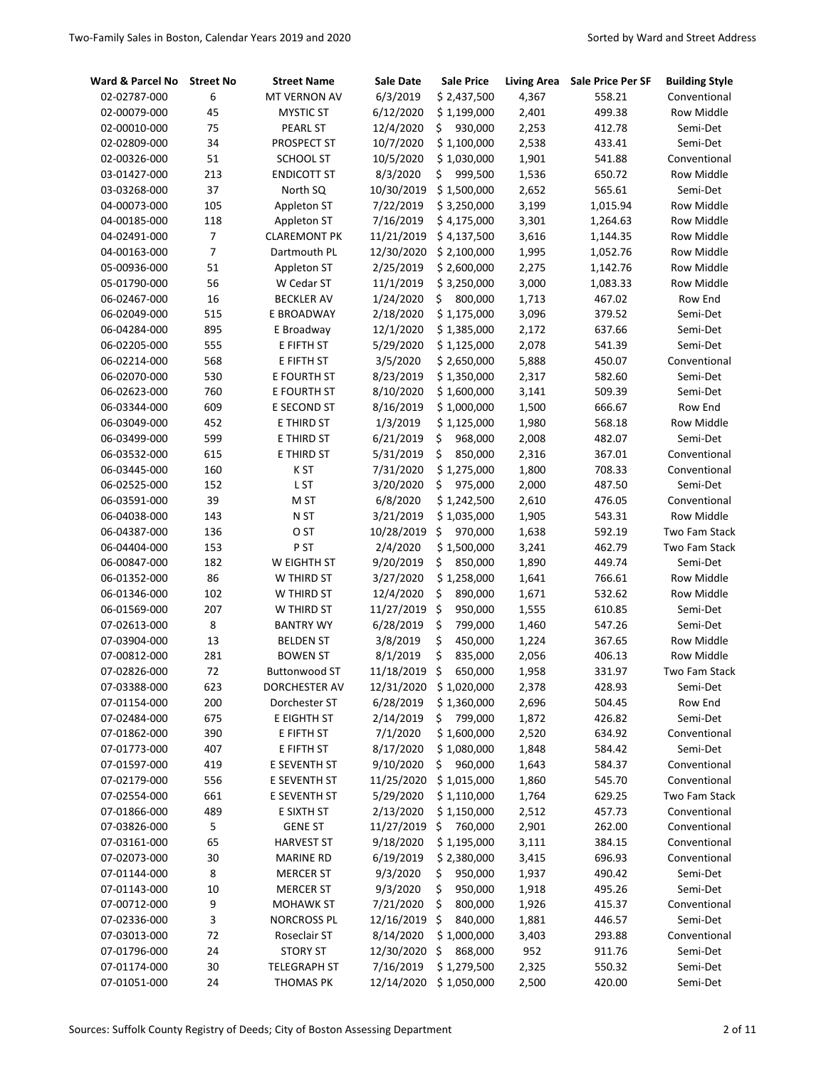| Ward & Parcel No | Street No | Street Name | Sale Date | Sale Price | Living Area | Sale Price Per SF | Building Style |
|---|---|---|---|---|---|---|---|
| 02-02787-000 | 6 | MT VERNON AV | 6/3/2019 | $ 2,437,500 | 4,367 | 558.21 | Conventional |
| 02-00079-000 | 45 | MYSTIC ST | 6/12/2020 | $ 1,199,000 | 2,401 | 499.38 | Row Middle |
| 02-00010-000 | 75 | PEARL ST | 12/4/2020 | $ 930,000 | 2,253 | 412.78 | Semi-Det |
| 02-02809-000 | 34 | PROSPECT ST | 10/7/2020 | $ 1,100,000 | 2,538 | 433.41 | Semi-Det |
| 02-00326-000 | 51 | SCHOOL ST | 10/5/2020 | $ 1,030,000 | 1,901 | 541.88 | Conventional |
| 03-01427-000 | 213 | ENDICOTT ST | 8/3/2020 | $ 999,500 | 1,536 | 650.72 | Row Middle |
| 03-03268-000 | 37 | North SQ | 10/30/2019 | $ 1,500,000 | 2,652 | 565.61 | Semi-Det |
| 04-00073-000 | 105 | Appleton ST | 7/22/2019 | $ 3,250,000 | 3,199 | 1,015.94 | Row Middle |
| 04-00185-000 | 118 | Appleton ST | 7/16/2019 | $ 4,175,000 | 3,301 | 1,264.63 | Row Middle |
| 04-02491-000 | 7 | CLAREMONT PK | 11/21/2019 | $ 4,137,500 | 3,616 | 1,144.35 | Row Middle |
| 04-00163-000 | 7 | Dartmouth PL | 12/30/2020 | $ 2,100,000 | 1,995 | 1,052.76 | Row Middle |
| 05-00936-000 | 51 | Appleton ST | 2/25/2019 | $ 2,600,000 | 2,275 | 1,142.76 | Row Middle |
| 05-01790-000 | 56 | W Cedar ST | 11/1/2019 | $ 3,250,000 | 3,000 | 1,083.33 | Row Middle |
| 06-02467-000 | 16 | BECKLER AV | 1/24/2020 | $ 800,000 | 1,713 | 467.02 | Row End |
| 06-02049-000 | 515 | E BROADWAY | 2/18/2020 | $ 1,175,000 | 3,096 | 379.52 | Semi-Det |
| 06-04284-000 | 895 | E Broadway | 12/1/2020 | $ 1,385,000 | 2,172 | 637.66 | Semi-Det |
| 06-02205-000 | 555 | E FIFTH ST | 5/29/2020 | $ 1,125,000 | 2,078 | 541.39 | Semi-Det |
| 06-02214-000 | 568 | E FIFTH ST | 3/5/2020 | $ 2,650,000 | 5,888 | 450.07 | Conventional |
| 06-02070-000 | 530 | E FOURTH ST | 8/23/2019 | $ 1,350,000 | 2,317 | 582.60 | Semi-Det |
| 06-02623-000 | 760 | E FOURTH ST | 8/10/2020 | $ 1,600,000 | 3,141 | 509.39 | Semi-Det |
| 06-03344-000 | 609 | E SECOND ST | 8/16/2019 | $ 1,000,000 | 1,500 | 666.67 | Row End |
| 06-03049-000 | 452 | E THIRD ST | 1/3/2019 | $ 1,125,000 | 1,980 | 568.18 | Row Middle |
| 06-03499-000 | 599 | E THIRD ST | 6/21/2019 | $ 968,000 | 2,008 | 482.07 | Semi-Det |
| 06-03532-000 | 615 | E THIRD ST | 5/31/2019 | $ 850,000 | 2,316 | 367.01 | Conventional |
| 06-03445-000 | 160 | K ST | 7/31/2020 | $ 1,275,000 | 1,800 | 708.33 | Conventional |
| 06-02525-000 | 152 | L ST | 3/20/2020 | $ 975,000 | 2,000 | 487.50 | Semi-Det |
| 06-03591-000 | 39 | M ST | 6/8/2020 | $ 1,242,500 | 2,610 | 476.05 | Conventional |
| 06-04038-000 | 143 | N ST | 3/21/2019 | $ 1,035,000 | 1,905 | 543.31 | Row Middle |
| 06-04387-000 | 136 | O ST | 10/28/2019 | $ 970,000 | 1,638 | 592.19 | Two Fam Stack |
| 06-04404-000 | 153 | P ST | 2/4/2020 | $ 1,500,000 | 3,241 | 462.79 | Two Fam Stack |
| 06-00847-000 | 182 | W EIGHTH ST | 9/20/2019 | $ 850,000 | 1,890 | 449.74 | Semi-Det |
| 06-01352-000 | 86 | W THIRD ST | 3/27/2020 | $ 1,258,000 | 1,641 | 766.61 | Row Middle |
| 06-01346-000 | 102 | W THIRD ST | 12/4/2020 | $ 890,000 | 1,671 | 532.62 | Row Middle |
| 06-01569-000 | 207 | W THIRD ST | 11/27/2019 | $ 950,000 | 1,555 | 610.85 | Semi-Det |
| 07-02613-000 | 8 | BANTRY WY | 6/28/2019 | $ 799,000 | 1,460 | 547.26 | Semi-Det |
| 07-03904-000 | 13 | BELDEN ST | 3/8/2019 | $ 450,000 | 1,224 | 367.65 | Row Middle |
| 07-00812-000 | 281 | BOWEN ST | 8/1/2019 | $ 835,000 | 2,056 | 406.13 | Row Middle |
| 07-02826-000 | 72 | Buttonwood ST | 11/18/2019 | $ 650,000 | 1,958 | 331.97 | Two Fam Stack |
| 07-03388-000 | 623 | DORCHESTER AV | 12/31/2020 | $ 1,020,000 | 2,378 | 428.93 | Semi-Det |
| 07-01154-000 | 200 | Dorchester ST | 6/28/2019 | $ 1,360,000 | 2,696 | 504.45 | Row End |
| 07-02484-000 | 675 | E EIGHTH ST | 2/14/2019 | $ 799,000 | 1,872 | 426.82 | Semi-Det |
| 07-01862-000 | 390 | E FIFTH ST | 7/1/2020 | $ 1,600,000 | 2,520 | 634.92 | Conventional |
| 07-01773-000 | 407 | E FIFTH ST | 8/17/2020 | $ 1,080,000 | 1,848 | 584.42 | Semi-Det |
| 07-01597-000 | 419 | E SEVENTH ST | 9/10/2020 | $ 960,000 | 1,643 | 584.37 | Conventional |
| 07-02179-000 | 556 | E SEVENTH ST | 11/25/2020 | $ 1,015,000 | 1,860 | 545.70 | Conventional |
| 07-02554-000 | 661 | E SEVENTH ST | 5/29/2020 | $ 1,110,000 | 1,764 | 629.25 | Two Fam Stack |
| 07-01866-000 | 489 | E SIXTH ST | 2/13/2020 | $ 1,150,000 | 2,512 | 457.73 | Conventional |
| 07-03826-000 | 5 | GENE ST | 11/27/2019 | $ 760,000 | 2,901 | 262.00 | Conventional |
| 07-03161-000 | 65 | HARVEST ST | 9/18/2020 | $ 1,195,000 | 3,111 | 384.15 | Conventional |
| 07-02073-000 | 30 | MARINE RD | 6/19/2019 | $ 2,380,000 | 3,415 | 696.93 | Conventional |
| 07-01144-000 | 8 | MERCER ST | 9/3/2020 | $ 950,000 | 1,937 | 490.42 | Semi-Det |
| 07-01143-000 | 10 | MERCER ST | 9/3/2020 | $ 950,000 | 1,918 | 495.26 | Semi-Det |
| 07-00712-000 | 9 | MOHAWK ST | 7/21/2020 | $ 800,000 | 1,926 | 415.37 | Conventional |
| 07-02336-000 | 3 | NORCROSS PL | 12/16/2019 | $ 840,000 | 1,881 | 446.57 | Semi-Det |
| 07-03013-000 | 72 | Roseclair ST | 8/14/2020 | $ 1,000,000 | 3,403 | 293.88 | Conventional |
| 07-01796-000 | 24 | STORY ST | 12/30/2020 | $ 868,000 | 952 | 911.76 | Semi-Det |
| 07-01174-000 | 30 | TELEGRAPH ST | 7/16/2019 | $ 1,279,500 | 2,325 | 550.32 | Semi-Det |
| 07-01051-000 | 24 | THOMAS PK | 12/14/2020 | $ 1,050,000 | 2,500 | 420.00 | Semi-Det |

Sources: Suffolk County Registry of Deeds; City of Boston Assessing Department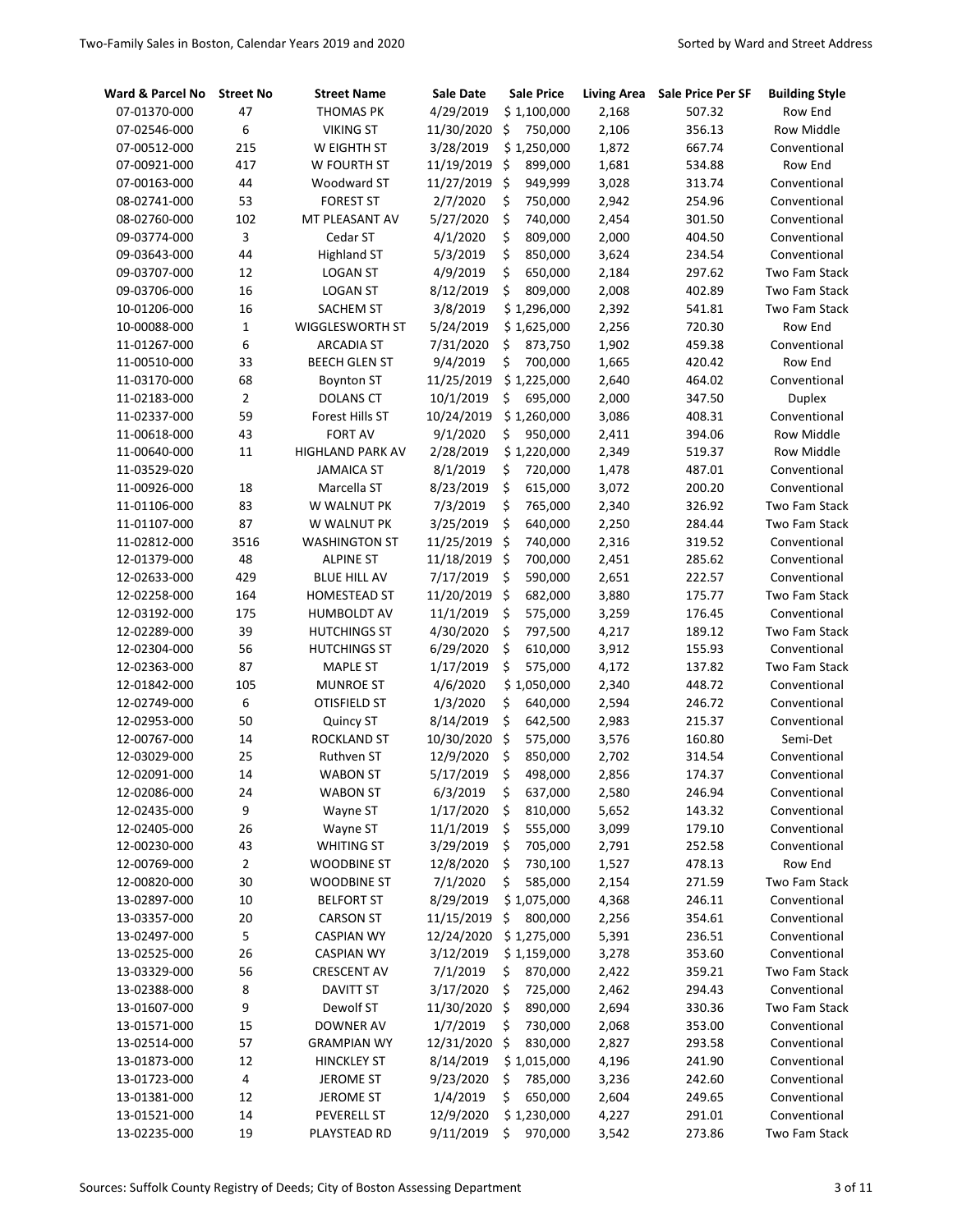| Ward & Parcel No | Street No | Street Name | Sale Date | Sale Price | Living Area | Sale Price Per SF | Building Style |
|---|---|---|---|---|---|---|---|
| 07-01370-000 | 47 | THOMAS PK | 4/29/2019 | $ 1,100,000 | 2,168 | 507.32 | Row End |
| 07-02546-000 | 6 | VIKING ST | 11/30/2020 | $ 750,000 | 2,106 | 356.13 | Row Middle |
| 07-00512-000 | 215 | W EIGHTH ST | 3/28/2019 | $ 1,250,000 | 1,872 | 667.74 | Conventional |
| 07-00921-000 | 417 | W FOURTH ST | 11/19/2019 | $ 899,000 | 1,681 | 534.88 | Row End |
| 07-00163-000 | 44 | Woodward ST | 11/27/2019 | $ 949,999 | 3,028 | 313.74 | Conventional |
| 08-02741-000 | 53 | FOREST ST | 2/7/2020 | $ 750,000 | 2,942 | 254.96 | Conventional |
| 08-02760-000 | 102 | MT PLEASANT AV | 5/27/2020 | $ 740,000 | 2,454 | 301.50 | Conventional |
| 09-03774-000 | 3 | Cedar ST | 4/1/2020 | $ 809,000 | 2,000 | 404.50 | Conventional |
| 09-03643-000 | 44 | Highland ST | 5/3/2019 | $ 850,000 | 3,624 | 234.54 | Conventional |
| 09-03707-000 | 12 | LOGAN ST | 4/9/2019 | $ 650,000 | 2,184 | 297.62 | Two Fam Stack |
| 09-03706-000 | 16 | LOGAN ST | 8/12/2019 | $ 809,000 | 2,008 | 402.89 | Two Fam Stack |
| 10-01206-000 | 16 | SACHEM ST | 3/8/2019 | $ 1,296,000 | 2,392 | 541.81 | Two Fam Stack |
| 10-00088-000 | 1 | WIGGLESWORTH ST | 5/24/2019 | $ 1,625,000 | 2,256 | 720.30 | Row End |
| 11-01267-000 | 6 | ARCADIA ST | 7/31/2020 | $ 873,750 | 1,902 | 459.38 | Conventional |
| 11-00510-000 | 33 | BEECH GLEN ST | 9/4/2019 | $ 700,000 | 1,665 | 420.42 | Row End |
| 11-03170-000 | 68 | Boynton ST | 11/25/2019 | $ 1,225,000 | 2,640 | 464.02 | Conventional |
| 11-02183-000 | 2 | DOLANS CT | 10/1/2019 | $ 695,000 | 2,000 | 347.50 | Duplex |
| 11-02337-000 | 59 | Forest Hills ST | 10/24/2019 | $ 1,260,000 | 3,086 | 408.31 | Conventional |
| 11-00618-000 | 43 | FORT AV | 9/1/2020 | $ 950,000 | 2,411 | 394.06 | Row Middle |
| 11-00640-000 | 11 | HIGHLAND PARK AV | 2/28/2019 | $ 1,220,000 | 2,349 | 519.37 | Row Middle |
| 11-03529-020 | | JAMAICA ST | 8/1/2019 | $ 720,000 | 1,478 | 487.01 | Conventional |
| 11-00926-000 | 18 | Marcella ST | 8/23/2019 | $ 615,000 | 3,072 | 200.20 | Conventional |
| 11-01106-000 | 83 | W WALNUT PK | 7/3/2019 | $ 765,000 | 2,340 | 326.92 | Two Fam Stack |
| 11-01107-000 | 87 | W WALNUT PK | 3/25/2019 | $ 640,000 | 2,250 | 284.44 | Two Fam Stack |
| 11-02812-000 | 3516 | WASHINGTON ST | 11/25/2019 | $ 740,000 | 2,316 | 319.52 | Conventional |
| 12-01379-000 | 48 | ALPINE ST | 11/18/2019 | $ 700,000 | 2,451 | 285.62 | Conventional |
| 12-02633-000 | 429 | BLUE HILL AV | 7/17/2019 | $ 590,000 | 2,651 | 222.57 | Conventional |
| 12-02258-000 | 164 | HOMESTEAD ST | 11/20/2019 | $ 682,000 | 3,880 | 175.77 | Two Fam Stack |
| 12-03192-000 | 175 | HUMBOLDT AV | 11/1/2019 | $ 575,000 | 3,259 | 176.45 | Conventional |
| 12-02289-000 | 39 | HUTCHINGS ST | 4/30/2020 | $ 797,500 | 4,217 | 189.12 | Two Fam Stack |
| 12-02304-000 | 56 | HUTCHINGS ST | 6/29/2020 | $ 610,000 | 3,912 | 155.93 | Conventional |
| 12-02363-000 | 87 | MAPLE ST | 1/17/2019 | $ 575,000 | 4,172 | 137.82 | Two Fam Stack |
| 12-01842-000 | 105 | MUNROE ST | 4/6/2020 | $ 1,050,000 | 2,340 | 448.72 | Conventional |
| 12-02749-000 | 6 | OTISFIELD ST | 1/3/2020 | $ 640,000 | 2,594 | 246.72 | Conventional |
| 12-02953-000 | 50 | Quincy ST | 8/14/2019 | $ 642,500 | 2,983 | 215.37 | Conventional |
| 12-00767-000 | 14 | ROCKLAND ST | 10/30/2020 | $ 575,000 | 3,576 | 160.80 | Semi-Det |
| 12-03029-000 | 25 | Ruthven ST | 12/9/2020 | $ 850,000 | 2,702 | 314.54 | Conventional |
| 12-02091-000 | 14 | WABON ST | 5/17/2019 | $ 498,000 | 2,856 | 174.37 | Conventional |
| 12-02086-000 | 24 | WABON ST | 6/3/2019 | $ 637,000 | 2,580 | 246.94 | Conventional |
| 12-02435-000 | 9 | Wayne ST | 1/17/2020 | $ 810,000 | 5,652 | 143.32 | Conventional |
| 12-02405-000 | 26 | Wayne ST | 11/1/2019 | $ 555,000 | 3,099 | 179.10 | Conventional |
| 12-00230-000 | 43 | WHITING ST | 3/29/2019 | $ 705,000 | 2,791 | 252.58 | Conventional |
| 12-00769-000 | 2 | WOODBINE ST | 12/8/2020 | $ 730,100 | 1,527 | 478.13 | Row End |
| 12-00820-000 | 30 | WOODBINE ST | 7/1/2020 | $ 585,000 | 2,154 | 271.59 | Two Fam Stack |
| 13-02897-000 | 10 | BELFORT ST | 8/29/2019 | $ 1,075,000 | 4,368 | 246.11 | Conventional |
| 13-03357-000 | 20 | CARSON ST | 11/15/2019 | $ 800,000 | 2,256 | 354.61 | Conventional |
| 13-02497-000 | 5 | CASPIAN WY | 12/24/2020 | $ 1,275,000 | 5,391 | 236.51 | Conventional |
| 13-02525-000 | 26 | CASPIAN WY | 3/12/2019 | $ 1,159,000 | 3,278 | 353.60 | Conventional |
| 13-03329-000 | 56 | CRESCENT AV | 7/1/2019 | $ 870,000 | 2,422 | 359.21 | Two Fam Stack |
| 13-02388-000 | 8 | DAVITT ST | 3/17/2020 | $ 725,000 | 2,462 | 294.43 | Conventional |
| 13-01607-000 | 9 | Dewolf ST | 11/30/2020 | $ 890,000 | 2,694 | 330.36 | Two Fam Stack |
| 13-01571-000 | 15 | DOWNER AV | 1/7/2019 | $ 730,000 | 2,068 | 353.00 | Conventional |
| 13-02514-000 | 57 | GRAMPIAN WY | 12/31/2020 | $ 830,000 | 2,827 | 293.58 | Conventional |
| 13-01873-000 | 12 | HINCKLEY ST | 8/14/2019 | $ 1,015,000 | 4,196 | 241.90 | Conventional |
| 13-01723-000 | 4 | JEROME ST | 9/23/2020 | $ 785,000 | 3,236 | 242.60 | Conventional |
| 13-01381-000 | 12 | JEROME ST | 1/4/2019 | $ 650,000 | 2,604 | 249.65 | Conventional |
| 13-01521-000 | 14 | PEVERELL ST | 12/9/2020 | $ 1,230,000 | 4,227 | 291.01 | Conventional |
| 13-02235-000 | 19 | PLAYSTEAD RD | 9/11/2019 | $ 970,000 | 3,542 | 273.86 | Two Fam Stack |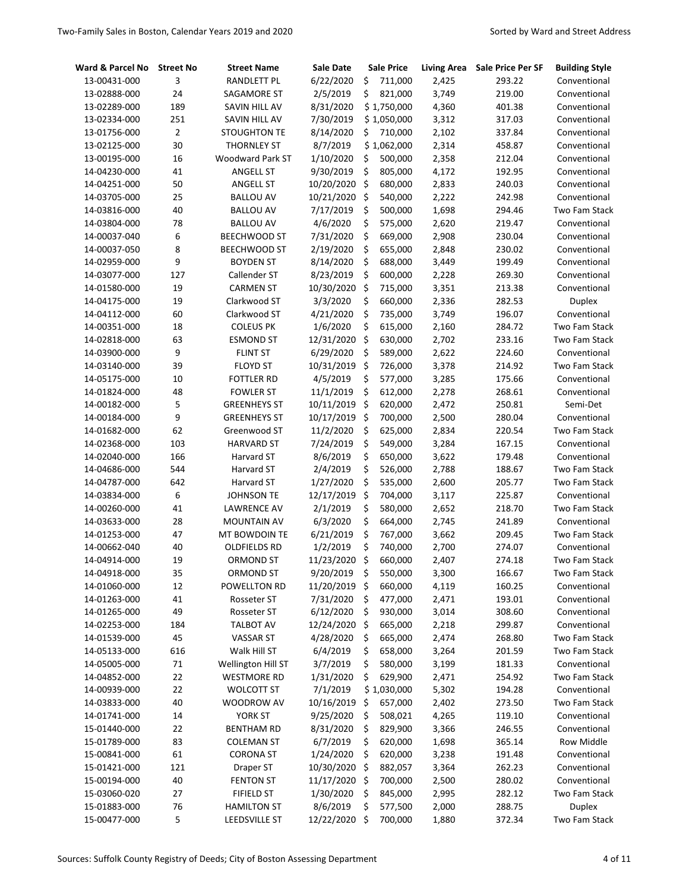| Ward & Parcel No | Street No | Street Name | Sale Date | Sale Price | Living Area | Sale Price Per SF | Building Style |
|---|---|---|---|---|---|---|---|
| 13-00431-000 | 3 | RANDLETT PL | 6/22/2020 | $ 711,000 | 2,425 | 293.22 | Conventional |
| 13-02888-000 | 24 | SAGAMORE ST | 2/5/2019 | $ 821,000 | 3,749 | 219.00 | Conventional |
| 13-02289-000 | 189 | SAVIN HILL AV | 8/31/2020 | $ 1,750,000 | 4,360 | 401.38 | Conventional |
| 13-02334-000 | 251 | SAVIN HILL AV | 7/30/2019 | $ 1,050,000 | 3,312 | 317.03 | Conventional |
| 13-01756-000 | 2 | STOUGHTON TE | 8/14/2020 | $ 710,000 | 2,102 | 337.84 | Conventional |
| 13-02125-000 | 30 | THORNLEY ST | 8/7/2019 | $ 1,062,000 | 2,314 | 458.87 | Conventional |
| 13-00195-000 | 16 | Woodward Park ST | 1/10/2020 | $ 500,000 | 2,358 | 212.04 | Conventional |
| 14-04230-000 | 41 | ANGELL ST | 9/30/2019 | $ 805,000 | 4,172 | 192.95 | Conventional |
| 14-04251-000 | 50 | ANGELL ST | 10/20/2020 | $ 680,000 | 2,833 | 240.03 | Conventional |
| 14-03705-000 | 25 | BALLOU AV | 10/21/2020 | $ 540,000 | 2,222 | 242.98 | Conventional |
| 14-03816-000 | 40 | BALLOU AV | 7/17/2019 | $ 500,000 | 1,698 | 294.46 | Two Fam Stack |
| 14-03804-000 | 78 | BALLOU AV | 4/6/2020 | $ 575,000 | 2,620 | 219.47 | Conventional |
| 14-00037-040 | 6 | BEECHWOOD ST | 7/31/2020 | $ 669,000 | 2,908 | 230.04 | Conventional |
| 14-00037-050 | 8 | BEECHWOOD ST | 2/19/2020 | $ 655,000 | 2,848 | 230.02 | Conventional |
| 14-02959-000 | 9 | BOYDEN ST | 8/14/2020 | $ 688,000 | 3,449 | 199.49 | Conventional |
| 14-03077-000 | 127 | Callender ST | 8/23/2019 | $ 600,000 | 2,228 | 269.30 | Conventional |
| 14-01580-000 | 19 | CARMEN ST | 10/30/2020 | $ 715,000 | 3,351 | 213.38 | Conventional |
| 14-04175-000 | 19 | Clarkwood ST | 3/3/2020 | $ 660,000 | 2,336 | 282.53 | Duplex |
| 14-04112-000 | 60 | Clarkwood ST | 4/21/2020 | $ 735,000 | 3,749 | 196.07 | Conventional |
| 14-00351-000 | 18 | COLEUS PK | 1/6/2020 | $ 615,000 | 2,160 | 284.72 | Two Fam Stack |
| 14-02818-000 | 63 | ESMOND ST | 12/31/2020 | $ 630,000 | 2,702 | 233.16 | Two Fam Stack |
| 14-03900-000 | 9 | FLINT ST | 6/29/2020 | $ 589,000 | 2,622 | 224.60 | Conventional |
| 14-03140-000 | 39 | FLOYD ST | 10/31/2019 | $ 726,000 | 3,378 | 214.92 | Two Fam Stack |
| 14-05175-000 | 10 | FOTTLER RD | 4/5/2019 | $ 577,000 | 3,285 | 175.66 | Conventional |
| 14-01824-000 | 48 | FOWLER ST | 11/1/2019 | $ 612,000 | 2,278 | 268.61 | Conventional |
| 14-00182-000 | 5 | GREENHEYS ST | 10/11/2019 | $ 620,000 | 2,472 | 250.81 | Semi-Det |
| 14-00184-000 | 9 | GREENHEYS ST | 10/17/2019 | $ 700,000 | 2,500 | 280.04 | Conventional |
| 14-01682-000 | 62 | Greenwood ST | 11/2/2020 | $ 625,000 | 2,834 | 220.54 | Two Fam Stack |
| 14-02368-000 | 103 | HARVARD ST | 7/24/2019 | $ 549,000 | 3,284 | 167.15 | Conventional |
| 14-02040-000 | 166 | Harvard ST | 8/6/2019 | $ 650,000 | 3,622 | 179.48 | Conventional |
| 14-04686-000 | 544 | Harvard ST | 2/4/2019 | $ 526,000 | 2,788 | 188.67 | Two Fam Stack |
| 14-04787-000 | 642 | Harvard ST | 1/27/2020 | $ 535,000 | 2,600 | 205.77 | Two Fam Stack |
| 14-03834-000 | 6 | JOHNSON TE | 12/17/2019 | $ 704,000 | 3,117 | 225.87 | Conventional |
| 14-00260-000 | 41 | LAWRENCE AV | 2/1/2019 | $ 580,000 | 2,652 | 218.70 | Two Fam Stack |
| 14-03633-000 | 28 | MOUNTAIN AV | 6/3/2020 | $ 664,000 | 2,745 | 241.89 | Conventional |
| 14-01253-000 | 47 | MT BOWDOIN TE | 6/21/2019 | $ 767,000 | 3,662 | 209.45 | Two Fam Stack |
| 14-00662-040 | 40 | OLDFIELDS RD | 1/2/2019 | $ 740,000 | 2,700 | 274.07 | Conventional |
| 14-04914-000 | 19 | ORMOND ST | 11/23/2020 | $ 660,000 | 2,407 | 274.18 | Two Fam Stack |
| 14-04918-000 | 35 | ORMOND ST | 9/20/2019 | $ 550,000 | 3,300 | 166.67 | Two Fam Stack |
| 14-01060-000 | 12 | POWELLTON RD | 11/20/2019 | $ 660,000 | 4,119 | 160.25 | Conventional |
| 14-01263-000 | 41 | Rosseter ST | 7/31/2020 | $ 477,000 | 2,471 | 193.01 | Conventional |
| 14-01265-000 | 49 | Rosseter ST | 6/12/2020 | $ 930,000 | 3,014 | 308.60 | Conventional |
| 14-02253-000 | 184 | TALBOT AV | 12/24/2020 | $ 665,000 | 2,218 | 299.87 | Conventional |
| 14-01539-000 | 45 | VASSAR ST | 4/28/2020 | $ 665,000 | 2,474 | 268.80 | Two Fam Stack |
| 14-05133-000 | 616 | Walk Hill ST | 6/4/2019 | $ 658,000 | 3,264 | 201.59 | Two Fam Stack |
| 14-05005-000 | 71 | Wellington Hill ST | 3/7/2019 | $ 580,000 | 3,199 | 181.33 | Conventional |
| 14-04852-000 | 22 | WESTMORE RD | 1/31/2020 | $ 629,900 | 2,471 | 254.92 | Two Fam Stack |
| 14-00939-000 | 22 | WOLCOTT ST | 7/1/2019 | $ 1,030,000 | 5,302 | 194.28 | Conventional |
| 14-03833-000 | 40 | WOODROW AV | 10/16/2019 | $ 657,000 | 2,402 | 273.50 | Two Fam Stack |
| 14-01741-000 | 14 | YORK ST | 9/25/2020 | $ 508,021 | 4,265 | 119.10 | Conventional |
| 15-01440-000 | 22 | BENTHAM RD | 8/31/2020 | $ 829,900 | 3,366 | 246.55 | Conventional |
| 15-01789-000 | 83 | COLEMAN ST | 6/7/2019 | $ 620,000 | 1,698 | 365.14 | Row Middle |
| 15-00841-000 | 61 | CORONA ST | 1/24/2020 | $ 620,000 | 3,238 | 191.48 | Conventional |
| 15-01421-000 | 121 | Draper ST | 10/30/2020 | $ 882,057 | 3,364 | 262.23 | Conventional |
| 15-00194-000 | 40 | FENTON ST | 11/17/2020 | $ 700,000 | 2,500 | 280.02 | Conventional |
| 15-03060-020 | 27 | FIFIELD ST | 1/30/2020 | $ 845,000 | 2,995 | 282.12 | Two Fam Stack |
| 15-01883-000 | 76 | HAMILTON ST | 8/6/2019 | $ 577,500 | 2,000 | 288.75 | Duplex |
| 15-00477-000 | 5 | LEEDSVILLE ST | 12/22/2020 | $ 700,000 | 1,880 | 372.34 | Two Fam Stack |

Sources: Suffolk County Registry of Deeds; City of Boston Assessing Department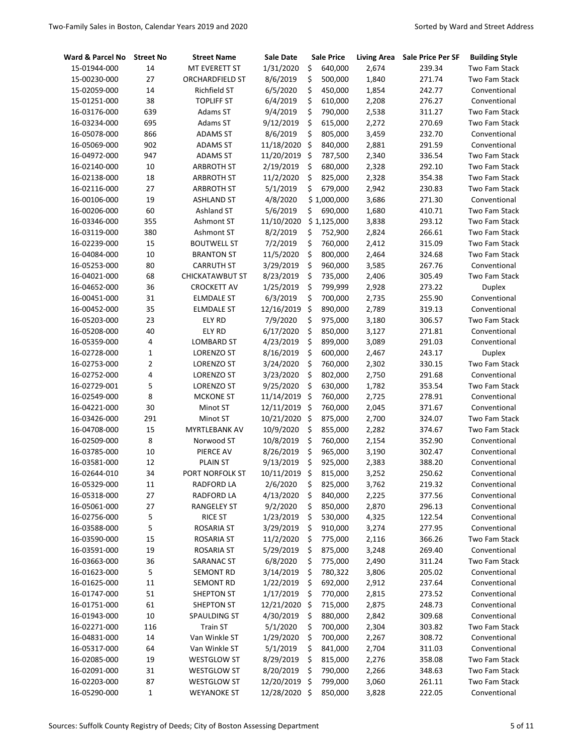| Ward & Parcel No | Street No | Street Name | Sale Date | Sale Price | Living Area | Sale Price Per SF | Building Style |
|---|---|---|---|---|---|---|---|
| 15-01944-000 | 14 | MT EVERETT ST | 1/31/2020 | $ 640,000 | 2,674 | 239.34 | Two Fam Stack |
| 15-00230-000 | 27 | ORCHARDFIELD ST | 8/6/2019 | $ 500,000 | 1,840 | 271.74 | Two Fam Stack |
| 15-02059-000 | 14 | Richfield ST | 6/5/2020 | $ 450,000 | 1,854 | 242.77 | Conventional |
| 15-01251-000 | 38 | TOPLIFF ST | 6/4/2019 | $ 610,000 | 2,208 | 276.27 | Conventional |
| 16-03176-000 | 639 | Adams ST | 9/4/2019 | $ 790,000 | 2,538 | 311.27 | Two Fam Stack |
| 16-03234-000 | 695 | Adams ST | 9/12/2019 | $ 615,000 | 2,272 | 270.69 | Two Fam Stack |
| 16-05078-000 | 866 | ADAMS ST | 8/6/2019 | $ 805,000 | 3,459 | 232.70 | Conventional |
| 16-05069-000 | 902 | ADAMS ST | 11/18/2020 | $ 840,000 | 2,881 | 291.59 | Conventional |
| 16-04972-000 | 947 | ADAMS ST | 11/20/2019 | $ 787,500 | 2,340 | 336.54 | Two Fam Stack |
| 16-02140-000 | 10 | ARBROTH ST | 2/19/2019 | $ 680,000 | 2,328 | 292.10 | Two Fam Stack |
| 16-02138-000 | 18 | ARBROTH ST | 11/2/2020 | $ 825,000 | 2,328 | 354.38 | Two Fam Stack |
| 16-02116-000 | 27 | ARBROTH ST | 5/1/2019 | $ 679,000 | 2,942 | 230.83 | Two Fam Stack |
| 16-00106-000 | 19 | ASHLAND ST | 4/8/2020 | $ 1,000,000 | 3,686 | 271.30 | Conventional |
| 16-00206-000 | 60 | Ashland ST | 5/6/2019 | $ 690,000 | 1,680 | 410.71 | Two Fam Stack |
| 16-03346-000 | 355 | Ashmont ST | 11/10/2020 | $ 1,125,000 | 3,838 | 293.12 | Two Fam Stack |
| 16-03119-000 | 380 | Ashmont ST | 8/2/2019 | $ 752,900 | 2,824 | 266.61 | Two Fam Stack |
| 16-02239-000 | 15 | BOUTWELL ST | 7/2/2019 | $ 760,000 | 2,412 | 315.09 | Two Fam Stack |
| 16-04084-000 | 10 | BRANTON ST | 11/5/2020 | $ 800,000 | 2,464 | 324.68 | Two Fam Stack |
| 16-05253-000 | 80 | CARRUTH ST | 3/29/2019 | $ 960,000 | 3,585 | 267.76 | Conventional |
| 16-04021-000 | 68 | CHICKATAWBUT ST | 8/23/2019 | $ 735,000 | 2,406 | 305.49 | Two Fam Stack |
| 16-04652-000 | 36 | CROCKETT AV | 1/25/2019 | $ 799,999 | 2,928 | 273.22 | Duplex |
| 16-00451-000 | 31 | ELMDALE ST | 6/3/2019 | $ 700,000 | 2,735 | 255.90 | Conventional |
| 16-00452-000 | 35 | ELMDALE ST | 12/16/2019 | $ 890,000 | 2,789 | 319.13 | Conventional |
| 16-05203-000 | 23 | ELY RD | 7/9/2020 | $ 975,000 | 3,180 | 306.57 | Two Fam Stack |
| 16-05208-000 | 40 | ELY RD | 6/17/2020 | $ 850,000 | 3,127 | 271.81 | Conventional |
| 16-05359-000 | 4 | LOMBARD ST | 4/23/2019 | $ 899,000 | 3,089 | 291.03 | Conventional |
| 16-02728-000 | 1 | LORENZO ST | 8/16/2019 | $ 600,000 | 2,467 | 243.17 | Duplex |
| 16-02753-000 | 2 | LORENZO ST | 3/24/2020 | $ 760,000 | 2,302 | 330.15 | Two Fam Stack |
| 16-02752-000 | 4 | LORENZO ST | 3/23/2020 | $ 802,000 | 2,750 | 291.68 | Conventional |
| 16-02729-001 | 5 | LORENZO ST | 9/25/2020 | $ 630,000 | 1,782 | 353.54 | Two Fam Stack |
| 16-02549-000 | 8 | MCKONE ST | 11/14/2019 | $ 760,000 | 2,725 | 278.91 | Conventional |
| 16-04221-000 | 30 | Minot ST | 12/11/2019 | $ 760,000 | 2,045 | 371.67 | Conventional |
| 16-03426-000 | 291 | Minot ST | 10/21/2020 | $ 875,000 | 2,700 | 324.07 | Two Fam Stack |
| 16-04708-000 | 15 | MYRTLEBANK AV | 10/9/2020 | $ 855,000 | 2,282 | 374.67 | Two Fam Stack |
| 16-02509-000 | 8 | Norwood ST | 10/8/2019 | $ 760,000 | 2,154 | 352.90 | Conventional |
| 16-03785-000 | 10 | PIERCE AV | 8/26/2019 | $ 965,000 | 3,190 | 302.47 | Conventional |
| 16-03581-000 | 12 | PLAIN ST | 9/13/2019 | $ 925,000 | 2,383 | 388.20 | Conventional |
| 16-02644-010 | 34 | PORT NORFOLK ST | 10/11/2019 | $ 815,000 | 3,252 | 250.62 | Conventional |
| 16-05329-000 | 11 | RADFORD LA | 2/6/2020 | $ 825,000 | 3,762 | 219.32 | Conventional |
| 16-05318-000 | 27 | RADFORD LA | 4/13/2020 | $ 840,000 | 2,225 | 377.56 | Conventional |
| 16-05061-000 | 27 | RANGELEY ST | 9/2/2020 | $ 850,000 | 2,870 | 296.13 | Conventional |
| 16-02756-000 | 5 | RICE ST | 1/23/2019 | $ 530,000 | 4,325 | 122.54 | Conventional |
| 16-03588-000 | 5 | ROSARIA ST | 3/29/2019 | $ 910,000 | 3,274 | 277.95 | Conventional |
| 16-03590-000 | 15 | ROSARIA ST | 11/2/2020 | $ 775,000 | 2,116 | 366.26 | Two Fam Stack |
| 16-03591-000 | 19 | ROSARIA ST | 5/29/2019 | $ 875,000 | 3,248 | 269.40 | Conventional |
| 16-03663-000 | 36 | SARANAC ST | 6/8/2020 | $ 775,000 | 2,490 | 311.24 | Two Fam Stack |
| 16-01623-000 | 5 | SEMONT RD | 3/14/2019 | $ 780,322 | 3,806 | 205.02 | Conventional |
| 16-01625-000 | 11 | SEMONT RD | 1/22/2019 | $ 692,000 | 2,912 | 237.64 | Conventional |
| 16-01747-000 | 51 | SHEPTON ST | 1/17/2019 | $ 770,000 | 2,815 | 273.52 | Conventional |
| 16-01751-000 | 61 | SHEPTON ST | 12/21/2020 | $ 715,000 | 2,875 | 248.73 | Conventional |
| 16-01943-000 | 10 | SPAULDING ST | 4/30/2019 | $ 880,000 | 2,842 | 309.68 | Conventional |
| 16-02271-000 | 116 | Train ST | 5/1/2020 | $ 700,000 | 2,304 | 303.82 | Two Fam Stack |
| 16-04831-000 | 14 | Van Winkle ST | 1/29/2020 | $ 700,000 | 2,267 | 308.72 | Conventional |
| 16-05317-000 | 64 | Van Winkle ST | 5/1/2019 | $ 841,000 | 2,704 | 311.03 | Conventional |
| 16-02085-000 | 19 | WESTGLOW ST | 8/29/2019 | $ 815,000 | 2,276 | 358.08 | Two Fam Stack |
| 16-02091-000 | 31 | WESTGLOW ST | 8/20/2019 | $ 790,000 | 2,266 | 348.63 | Two Fam Stack |
| 16-02203-000 | 87 | WESTGLOW ST | 12/20/2019 | $ 799,000 | 3,060 | 261.11 | Two Fam Stack |
| 16-05290-000 | 1 | WEYANOKE ST | 12/28/2020 | $ 850,000 | 3,828 | 222.05 | Conventional |

Sources: Suffolk County Registry of Deeds; City of Boston Assessing Department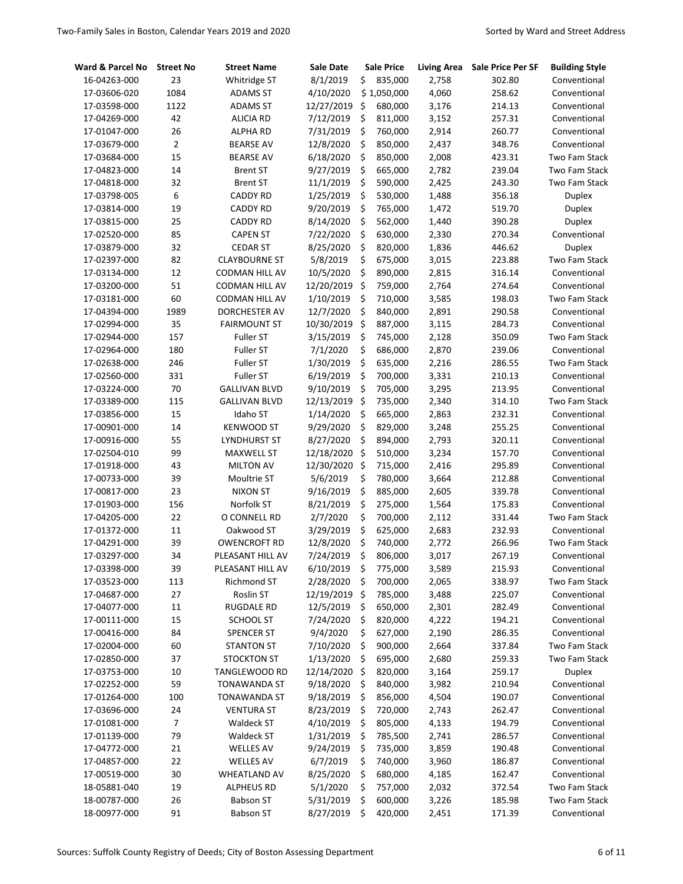| Ward & Parcel No | Street No | Street Name | Sale Date | Sale Price | Living Area | Sale Price Per SF | Building Style |
|---|---|---|---|---|---|---|---|
| 16-04263-000 | 23 | Whitridge ST | 8/1/2019 | $ 835,000 | 2,758 | 302.80 | Conventional |
| 17-03606-020 | 1084 | ADAMS ST | 4/10/2020 | $ 1,050,000 | 4,060 | 258.62 | Conventional |
| 17-03598-000 | 1122 | ADAMS ST | 12/27/2019 | $ 680,000 | 3,176 | 214.13 | Conventional |
| 17-04269-000 | 42 | ALICIA RD | 7/12/2019 | $ 811,000 | 3,152 | 257.31 | Conventional |
| 17-01047-000 | 26 | ALPHA RD | 7/31/2019 | $ 760,000 | 2,914 | 260.77 | Conventional |
| 17-03679-000 | 2 | BEARSE AV | 12/8/2020 | $ 850,000 | 2,437 | 348.76 | Conventional |
| 17-03684-000 | 15 | BEARSE AV | 6/18/2020 | $ 850,000 | 2,008 | 423.31 | Two Fam Stack |
| 17-04823-000 | 14 | Brent ST | 9/27/2019 | $ 665,000 | 2,782 | 239.04 | Two Fam Stack |
| 17-04818-000 | 32 | Brent ST | 11/1/2019 | $ 590,000 | 2,425 | 243.30 | Two Fam Stack |
| 17-03798-005 | 6 | CADDY RD | 1/25/2019 | $ 530,000 | 1,488 | 356.18 | Duplex |
| 17-03814-000 | 19 | CADDY RD | 9/20/2019 | $ 765,000 | 1,472 | 519.70 | Duplex |
| 17-03815-000 | 25 | CADDY RD | 8/14/2020 | $ 562,000 | 1,440 | 390.28 | Duplex |
| 17-02520-000 | 85 | CAPEN ST | 7/22/2020 | $ 630,000 | 2,330 | 270.34 | Conventional |
| 17-03879-000 | 32 | CEDAR ST | 8/25/2020 | $ 820,000 | 1,836 | 446.62 | Duplex |
| 17-02397-000 | 82 | CLAYBOURNE ST | 5/8/2019 | $ 675,000 | 3,015 | 223.88 | Two Fam Stack |
| 17-03134-000 | 12 | CODMAN HILL AV | 10/5/2020 | $ 890,000 | 2,815 | 316.14 | Conventional |
| 17-03200-000 | 51 | CODMAN HILL AV | 12/20/2019 | $ 759,000 | 2,764 | 274.64 | Conventional |
| 17-03181-000 | 60 | CODMAN HILL AV | 1/10/2019 | $ 710,000 | 3,585 | 198.03 | Two Fam Stack |
| 17-04394-000 | 1989 | DORCHESTER AV | 12/7/2020 | $ 840,000 | 2,891 | 290.58 | Conventional |
| 17-02994-000 | 35 | FAIRMOUNT ST | 10/30/2019 | $ 887,000 | 3,115 | 284.73 | Conventional |
| 17-02944-000 | 157 | Fuller ST | 3/15/2019 | $ 745,000 | 2,128 | 350.09 | Two Fam Stack |
| 17-02964-000 | 180 | Fuller ST | 7/1/2020 | $ 686,000 | 2,870 | 239.06 | Conventional |
| 17-02638-000 | 246 | Fuller ST | 1/30/2019 | $ 635,000 | 2,216 | 286.55 | Two Fam Stack |
| 17-02560-000 | 331 | Fuller ST | 6/19/2019 | $ 700,000 | 3,331 | 210.13 | Conventional |
| 17-03224-000 | 70 | GALLIVAN BLVD | 9/10/2019 | $ 705,000 | 3,295 | 213.95 | Conventional |
| 17-03389-000 | 115 | GALLIVAN BLVD | 12/13/2019 | $ 735,000 | 2,340 | 314.10 | Two Fam Stack |
| 17-03856-000 | 15 | Idaho ST | 1/14/2020 | $ 665,000 | 2,863 | 232.31 | Conventional |
| 17-00901-000 | 14 | KENWOOD ST | 9/29/2020 | $ 829,000 | 3,248 | 255.25 | Conventional |
| 17-00916-000 | 55 | LYNDHURST ST | 8/27/2020 | $ 894,000 | 2,793 | 320.11 | Conventional |
| 17-02504-010 | 99 | MAXWELL ST | 12/18/2020 | $ 510,000 | 3,234 | 157.70 | Conventional |
| 17-01918-000 | 43 | MILTON AV | 12/30/2020 | $ 715,000 | 2,416 | 295.89 | Conventional |
| 17-00733-000 | 39 | Moultrie ST | 5/6/2019 | $ 780,000 | 3,664 | 212.88 | Conventional |
| 17-00817-000 | 23 | NIXON ST | 9/16/2019 | $ 885,000 | 2,605 | 339.78 | Conventional |
| 17-01903-000 | 156 | Norfolk ST | 8/21/2019 | $ 275,000 | 1,564 | 175.83 | Conventional |
| 17-04205-000 | 22 | O CONNELL RD | 2/7/2020 | $ 700,000 | 2,112 | 331.44 | Two Fam Stack |
| 17-01372-000 | 11 | Oakwood ST | 3/29/2019 | $ 625,000 | 2,683 | 232.93 | Conventional |
| 17-04291-000 | 39 | OWENCROFT RD | 12/8/2020 | $ 740,000 | 2,772 | 266.96 | Two Fam Stack |
| 17-03297-000 | 34 | PLEASANT HILL AV | 7/24/2019 | $ 806,000 | 3,017 | 267.19 | Conventional |
| 17-03398-000 | 39 | PLEASANT HILL AV | 6/10/2019 | $ 775,000 | 3,589 | 215.93 | Conventional |
| 17-03523-000 | 113 | Richmond ST | 2/28/2020 | $ 700,000 | 2,065 | 338.97 | Two Fam Stack |
| 17-04687-000 | 27 | Roslin ST | 12/19/2019 | $ 785,000 | 3,488 | 225.07 | Conventional |
| 17-04077-000 | 11 | RUGDALE RD | 12/5/2019 | $ 650,000 | 2,301 | 282.49 | Conventional |
| 17-00111-000 | 15 | SCHOOL ST | 7/24/2020 | $ 820,000 | 4,222 | 194.21 | Conventional |
| 17-00416-000 | 84 | SPENCER ST | 9/4/2020 | $ 627,000 | 2,190 | 286.35 | Conventional |
| 17-02004-000 | 60 | STANTON ST | 7/10/2020 | $ 900,000 | 2,664 | 337.84 | Two Fam Stack |
| 17-02850-000 | 37 | STOCKTON ST | 1/13/2020 | $ 695,000 | 2,680 | 259.33 | Two Fam Stack |
| 17-03753-000 | 10 | TANGLEWOOD RD | 12/14/2020 | $ 820,000 | 3,164 | 259.17 | Duplex |
| 17-02252-000 | 59 | TONAWANDA ST | 9/18/2020 | $ 840,000 | 3,982 | 210.94 | Conventional |
| 17-01264-000 | 100 | TONAWANDA ST | 9/18/2019 | $ 856,000 | 4,504 | 190.07 | Conventional |
| 17-03696-000 | 24 | VENTURA ST | 8/23/2019 | $ 720,000 | 2,743 | 262.47 | Conventional |
| 17-01081-000 | 7 | Waldeck ST | 4/10/2019 | $ 805,000 | 4,133 | 194.79 | Conventional |
| 17-01139-000 | 79 | Waldeck ST | 1/31/2019 | $ 785,500 | 2,741 | 286.57 | Conventional |
| 17-04772-000 | 21 | WELLES AV | 9/24/2019 | $ 735,000 | 3,859 | 190.48 | Conventional |
| 17-04857-000 | 22 | WELLES AV | 6/7/2019 | $ 740,000 | 3,960 | 186.87 | Conventional |
| 17-00519-000 | 30 | WHEATLAND AV | 8/25/2020 | $ 680,000 | 4,185 | 162.47 | Conventional |
| 18-05881-040 | 19 | ALPHEUS RD | 5/1/2020 | $ 757,000 | 2,032 | 372.54 | Two Fam Stack |
| 18-00787-000 | 26 | Babson ST | 5/31/2019 | $ 600,000 | 3,226 | 185.98 | Two Fam Stack |
| 18-00977-000 | 91 | Babson ST | 8/27/2019 | $ 420,000 | 2,451 | 171.39 | Conventional |

Sources: Suffolk County Registry of Deeds; City of Boston Assessing Department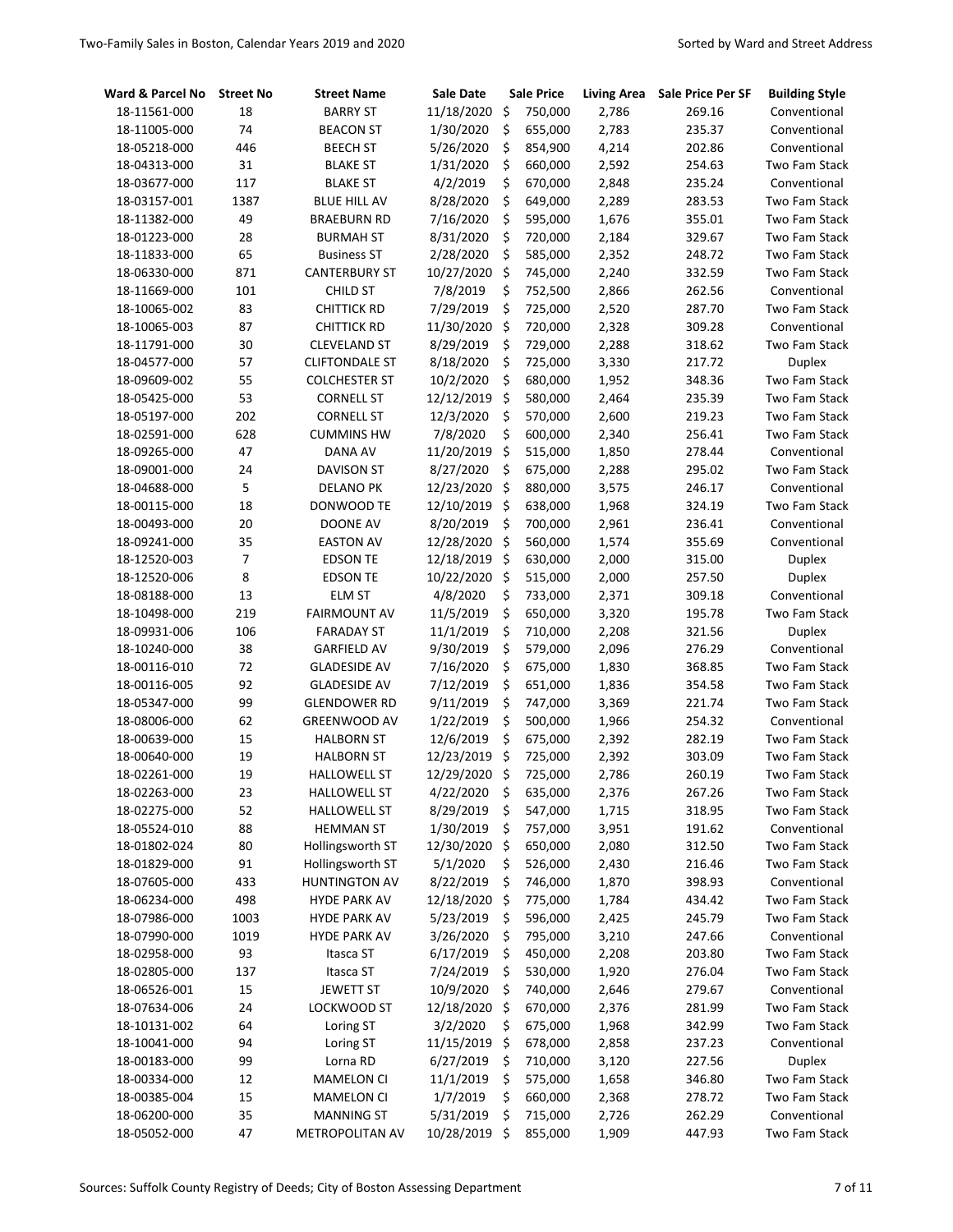| Ward & Parcel No | Street No | Street Name | Sale Date | Sale Price | Living Area | Sale Price Per SF | Building Style |
|---|---|---|---|---|---|---|---|
| 18-11561-000 | 18 | BARRY ST | 11/18/2020 | $ 750,000 | 2,786 | 269.16 | Conventional |
| 18-11005-000 | 74 | BEACON ST | 1/30/2020 | $ 655,000 | 2,783 | 235.37 | Conventional |
| 18-05218-000 | 446 | BEECH ST | 5/26/2020 | $ 854,900 | 4,214 | 202.86 | Conventional |
| 18-04313-000 | 31 | BLAKE ST | 1/31/2020 | $ 660,000 | 2,592 | 254.63 | Two Fam Stack |
| 18-03677-000 | 117 | BLAKE ST | 4/2/2019 | $ 670,000 | 2,848 | 235.24 | Conventional |
| 18-03157-001 | 1387 | BLUE HILL AV | 8/28/2020 | $ 649,000 | 2,289 | 283.53 | Two Fam Stack |
| 18-11382-000 | 49 | BRAEBURN RD | 7/16/2020 | $ 595,000 | 1,676 | 355.01 | Two Fam Stack |
| 18-01223-000 | 28 | BURMAH ST | 8/31/2020 | $ 720,000 | 2,184 | 329.67 | Two Fam Stack |
| 18-11833-000 | 65 | Business ST | 2/28/2020 | $ 585,000 | 2,352 | 248.72 | Two Fam Stack |
| 18-06330-000 | 871 | CANTERBURY ST | 10/27/2020 | $ 745,000 | 2,240 | 332.59 | Two Fam Stack |
| 18-11669-000 | 101 | CHILD ST | 7/8/2019 | $ 752,500 | 2,866 | 262.56 | Conventional |
| 18-10065-002 | 83 | CHITTICK RD | 7/29/2019 | $ 725,000 | 2,520 | 287.70 | Two Fam Stack |
| 18-10065-003 | 87 | CHITTICK RD | 11/30/2020 | $ 720,000 | 2,328 | 309.28 | Conventional |
| 18-11791-000 | 30 | CLEVELAND ST | 8/29/2019 | $ 729,000 | 2,288 | 318.62 | Two Fam Stack |
| 18-04577-000 | 57 | CLIFTONDALE ST | 8/18/2020 | $ 725,000 | 3,330 | 217.72 | Duplex |
| 18-09609-002 | 55 | COLCHESTER ST | 10/2/2020 | $ 680,000 | 1,952 | 348.36 | Two Fam Stack |
| 18-05425-000 | 53 | CORNELL ST | 12/12/2019 | $ 580,000 | 2,464 | 235.39 | Two Fam Stack |
| 18-05197-000 | 202 | CORNELL ST | 12/3/2020 | $ 570,000 | 2,600 | 219.23 | Two Fam Stack |
| 18-02591-000 | 628 | CUMMINS HW | 7/8/2020 | $ 600,000 | 2,340 | 256.41 | Two Fam Stack |
| 18-09265-000 | 47 | DANA AV | 11/20/2019 | $ 515,000 | 1,850 | 278.44 | Conventional |
| 18-09001-000 | 24 | DAVISON ST | 8/27/2020 | $ 675,000 | 2,288 | 295.02 | Two Fam Stack |
| 18-04688-000 | 5 | DELANO PK | 12/23/2020 | $ 880,000 | 3,575 | 246.17 | Conventional |
| 18-00115-000 | 18 | DONWOOD TE | 12/10/2019 | $ 638,000 | 1,968 | 324.19 | Two Fam Stack |
| 18-00493-000 | 20 | DOONE AV | 8/20/2019 | $ 700,000 | 2,961 | 236.41 | Conventional |
| 18-09241-000 | 35 | EASTON AV | 12/28/2020 | $ 560,000 | 1,574 | 355.69 | Conventional |
| 18-12520-003 | 7 | EDSON TE | 12/18/2019 | $ 630,000 | 2,000 | 315.00 | Duplex |
| 18-12520-006 | 8 | EDSON TE | 10/22/2020 | $ 515,000 | 2,000 | 257.50 | Duplex |
| 18-08188-000 | 13 | ELM ST | 4/8/2020 | $ 733,000 | 2,371 | 309.18 | Conventional |
| 18-10498-000 | 219 | FAIRMOUNT AV | 11/5/2019 | $ 650,000 | 3,320 | 195.78 | Two Fam Stack |
| 18-09931-006 | 106 | FARADAY ST | 11/1/2019 | $ 710,000 | 2,208 | 321.56 | Duplex |
| 18-10240-000 | 38 | GARFIELD AV | 9/30/2019 | $ 579,000 | 2,096 | 276.29 | Conventional |
| 18-00116-010 | 72 | GLADESIDE AV | 7/16/2020 | $ 675,000 | 1,830 | 368.85 | Two Fam Stack |
| 18-00116-005 | 92 | GLADESIDE AV | 7/12/2019 | $ 651,000 | 1,836 | 354.58 | Two Fam Stack |
| 18-05347-000 | 99 | GLENDOWER RD | 9/11/2019 | $ 747,000 | 3,369 | 221.74 | Two Fam Stack |
| 18-08006-000 | 62 | GREENWOOD AV | 1/22/2019 | $ 500,000 | 1,966 | 254.32 | Conventional |
| 18-00639-000 | 15 | HALBORN ST | 12/6/2019 | $ 675,000 | 2,392 | 282.19 | Two Fam Stack |
| 18-00640-000 | 19 | HALBORN ST | 12/23/2019 | $ 725,000 | 2,392 | 303.09 | Two Fam Stack |
| 18-02261-000 | 19 | HALLOWELL ST | 12/29/2020 | $ 725,000 | 2,786 | 260.19 | Two Fam Stack |
| 18-02263-000 | 23 | HALLOWELL ST | 4/22/2020 | $ 635,000 | 2,376 | 267.26 | Two Fam Stack |
| 18-02275-000 | 52 | HALLOWELL ST | 8/29/2019 | $ 547,000 | 1,715 | 318.95 | Two Fam Stack |
| 18-05524-010 | 88 | HEMMAN ST | 1/30/2019 | $ 757,000 | 3,951 | 191.62 | Conventional |
| 18-01802-024 | 80 | Hollingsworth ST | 12/30/2020 | $ 650,000 | 2,080 | 312.50 | Two Fam Stack |
| 18-01829-000 | 91 | Hollingsworth ST | 5/1/2020 | $ 526,000 | 2,430 | 216.46 | Two Fam Stack |
| 18-07605-000 | 433 | HUNTINGTON AV | 8/22/2019 | $ 746,000 | 1,870 | 398.93 | Conventional |
| 18-06234-000 | 498 | HYDE PARK AV | 12/18/2020 | $ 775,000 | 1,784 | 434.42 | Two Fam Stack |
| 18-07986-000 | 1003 | HYDE PARK AV | 5/23/2019 | $ 596,000 | 2,425 | 245.79 | Two Fam Stack |
| 18-07990-000 | 1019 | HYDE PARK AV | 3/26/2020 | $ 795,000 | 3,210 | 247.66 | Conventional |
| 18-02958-000 | 93 | Itasca ST | 6/17/2019 | $ 450,000 | 2,208 | 203.80 | Two Fam Stack |
| 18-02805-000 | 137 | Itasca ST | 7/24/2019 | $ 530,000 | 1,920 | 276.04 | Two Fam Stack |
| 18-06526-001 | 15 | JEWETT ST | 10/9/2020 | $ 740,000 | 2,646 | 279.67 | Conventional |
| 18-07634-006 | 24 | LOCKWOOD ST | 12/18/2020 | $ 670,000 | 2,376 | 281.99 | Two Fam Stack |
| 18-10131-002 | 64 | Loring ST | 3/2/2020 | $ 675,000 | 1,968 | 342.99 | Two Fam Stack |
| 18-10041-000 | 94 | Loring ST | 11/15/2019 | $ 678,000 | 2,858 | 237.23 | Conventional |
| 18-00183-000 | 99 | Lorna RD | 6/27/2019 | $ 710,000 | 3,120 | 227.56 | Duplex |
| 18-00334-000 | 12 | MAMELON CI | 11/1/2019 | $ 575,000 | 1,658 | 346.80 | Two Fam Stack |
| 18-00385-004 | 15 | MAMELON CI | 1/7/2019 | $ 660,000 | 2,368 | 278.72 | Two Fam Stack |
| 18-06200-000 | 35 | MANNING ST | 5/31/2019 | $ 715,000 | 2,726 | 262.29 | Conventional |
| 18-05052-000 | 47 | METROPOLITAN AV | 10/28/2019 | $ 855,000 | 1,909 | 447.93 | Two Fam Stack |

Sources: Suffolk County Registry of Deeds; City of Boston Assessing Department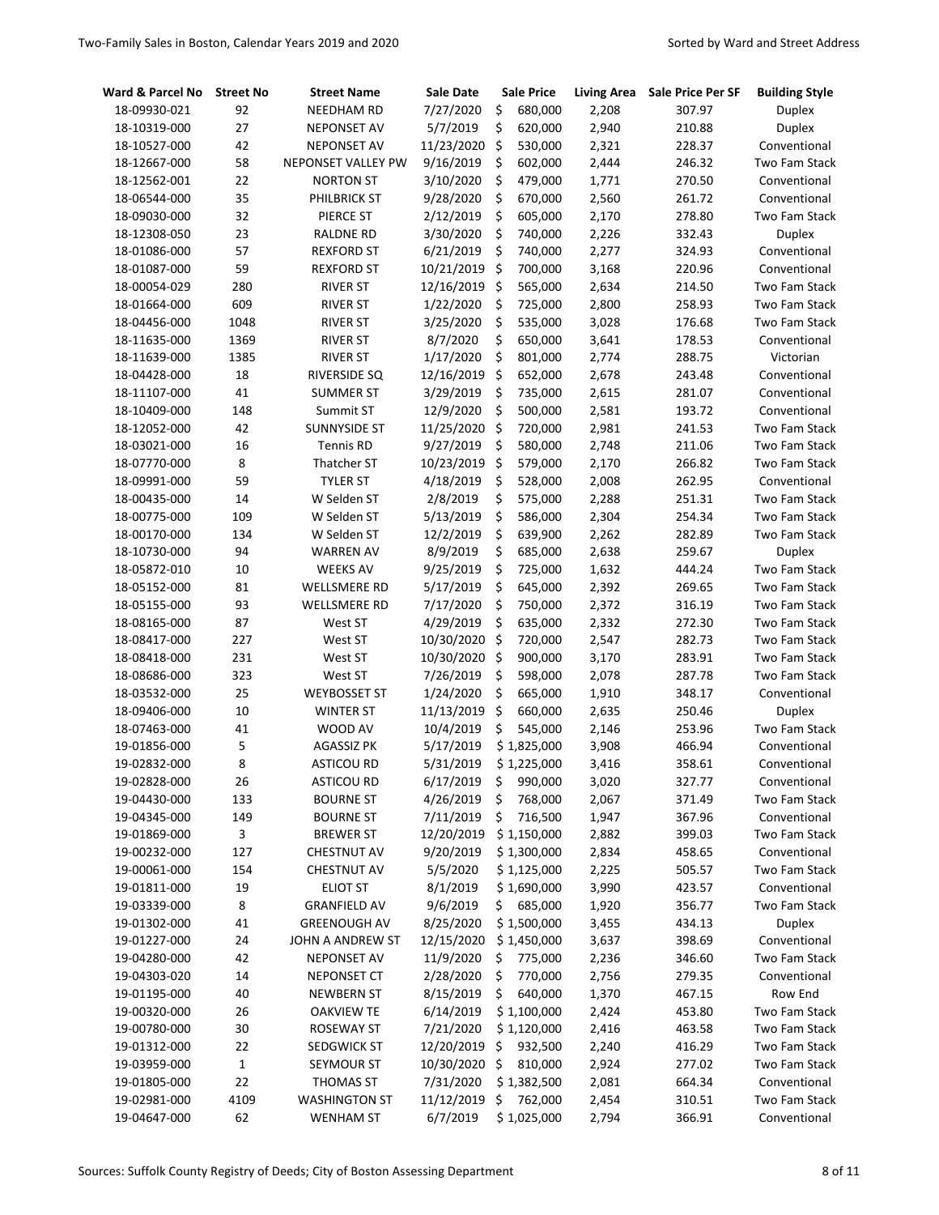| Ward & Parcel No | Street No | Street Name | Sale Date | Sale Price | Living Area | Sale Price Per SF | Building Style |
|---|---|---|---|---|---|---|---|
| 18-09930-021 | 92 | NEEDHAM RD | 7/27/2020 | $ 680,000 | 2,208 | 307.97 | Duplex |
| 18-10319-000 | 27 | NEPONSET AV | 5/7/2019 | $ 620,000 | 2,940 | 210.88 | Duplex |
| 18-10527-000 | 42 | NEPONSET AV | 11/23/2020 | $ 530,000 | 2,321 | 228.37 | Conventional |
| 18-12667-000 | 58 | NEPONSET VALLEY PW | 9/16/2019 | $ 602,000 | 2,444 | 246.32 | Two Fam Stack |
| 18-12562-001 | 22 | NORTON ST | 3/10/2020 | $ 479,000 | 1,771 | 270.50 | Conventional |
| 18-06544-000 | 35 | PHILBRICK ST | 9/28/2020 | $ 670,000 | 2,560 | 261.72 | Conventional |
| 18-09030-000 | 32 | PIERCE ST | 2/12/2019 | $ 605,000 | 2,170 | 278.80 | Two Fam Stack |
| 18-12308-050 | 23 | RALDNE RD | 3/30/2020 | $ 740,000 | 2,226 | 332.43 | Duplex |
| 18-01086-000 | 57 | REXFORD ST | 6/21/2019 | $ 740,000 | 2,277 | 324.93 | Conventional |
| 18-01087-000 | 59 | REXFORD ST | 10/21/2019 | $ 700,000 | 3,168 | 220.96 | Conventional |
| 18-00054-029 | 280 | RIVER ST | 12/16/2019 | $ 565,000 | 2,634 | 214.50 | Two Fam Stack |
| 18-01664-000 | 609 | RIVER ST | 1/22/2020 | $ 725,000 | 2,800 | 258.93 | Two Fam Stack |
| 18-04456-000 | 1048 | RIVER ST | 3/25/2020 | $ 535,000 | 3,028 | 176.68 | Two Fam Stack |
| 18-11635-000 | 1369 | RIVER ST | 8/7/2020 | $ 650,000 | 3,641 | 178.53 | Conventional |
| 18-11639-000 | 1385 | RIVER ST | 1/17/2020 | $ 801,000 | 2,774 | 288.75 | Victorian |
| 18-04428-000 | 18 | RIVERSIDE SQ | 12/16/2019 | $ 652,000 | 2,678 | 243.48 | Conventional |
| 18-11107-000 | 41 | SUMMER ST | 3/29/2019 | $ 735,000 | 2,615 | 281.07 | Conventional |
| 18-10409-000 | 148 | Summit ST | 12/9/2020 | $ 500,000 | 2,581 | 193.72 | Conventional |
| 18-12052-000 | 42 | SUNNYSIDE ST | 11/25/2020 | $ 720,000 | 2,981 | 241.53 | Two Fam Stack |
| 18-03021-000 | 16 | Tennis RD | 9/27/2019 | $ 580,000 | 2,748 | 211.06 | Two Fam Stack |
| 18-07770-000 | 8 | Thatcher ST | 10/23/2019 | $ 579,000 | 2,170 | 266.82 | Two Fam Stack |
| 18-09991-000 | 59 | TYLER ST | 4/18/2019 | $ 528,000 | 2,008 | 262.95 | Conventional |
| 18-00435-000 | 14 | W Selden ST | 2/8/2019 | $ 575,000 | 2,288 | 251.31 | Two Fam Stack |
| 18-00775-000 | 109 | W Selden ST | 5/13/2019 | $ 586,000 | 2,304 | 254.34 | Two Fam Stack |
| 18-00170-000 | 134 | W Selden ST | 12/2/2019 | $ 639,900 | 2,262 | 282.89 | Two Fam Stack |
| 18-10730-000 | 94 | WARREN AV | 8/9/2019 | $ 685,000 | 2,638 | 259.67 | Duplex |
| 18-05872-010 | 10 | WEEKS AV | 9/25/2019 | $ 725,000 | 1,632 | 444.24 | Two Fam Stack |
| 18-05152-000 | 81 | WELLSMERE RD | 5/17/2019 | $ 645,000 | 2,392 | 269.65 | Two Fam Stack |
| 18-05155-000 | 93 | WELLSMERE RD | 7/17/2020 | $ 750,000 | 2,372 | 316.19 | Two Fam Stack |
| 18-08165-000 | 87 | West ST | 4/29/2019 | $ 635,000 | 2,332 | 272.30 | Two Fam Stack |
| 18-08417-000 | 227 | West ST | 10/30/2020 | $ 720,000 | 2,547 | 282.73 | Two Fam Stack |
| 18-08418-000 | 231 | West ST | 10/30/2020 | $ 900,000 | 3,170 | 283.91 | Two Fam Stack |
| 18-08686-000 | 323 | West ST | 7/26/2019 | $ 598,000 | 2,078 | 287.78 | Two Fam Stack |
| 18-03532-000 | 25 | WEYBOSSET ST | 1/24/2020 | $ 665,000 | 1,910 | 348.17 | Conventional |
| 18-09406-000 | 10 | WINTER ST | 11/13/2019 | $ 660,000 | 2,635 | 250.46 | Duplex |
| 18-07463-000 | 41 | WOOD AV | 10/4/2019 | $ 545,000 | 2,146 | 253.96 | Two Fam Stack |
| 19-01856-000 | 5 | AGASSIZ PK | 5/17/2019 | $ 1,825,000 | 3,908 | 466.94 | Conventional |
| 19-02832-000 | 8 | ASTICOU RD | 5/31/2019 | $ 1,225,000 | 3,416 | 358.61 | Conventional |
| 19-02828-000 | 26 | ASTICOU RD | 6/17/2019 | $ 990,000 | 3,020 | 327.77 | Conventional |
| 19-04430-000 | 133 | BOURNE ST | 4/26/2019 | $ 768,000 | 2,067 | 371.49 | Two Fam Stack |
| 19-04345-000 | 149 | BOURNE ST | 7/11/2019 | $ 716,500 | 1,947 | 367.96 | Conventional |
| 19-01869-000 | 3 | BREWER ST | 12/20/2019 | $ 1,150,000 | 2,882 | 399.03 | Two Fam Stack |
| 19-00232-000 | 127 | CHESTNUT AV | 9/20/2019 | $ 1,300,000 | 2,834 | 458.65 | Conventional |
| 19-00061-000 | 154 | CHESTNUT AV | 5/5/2020 | $ 1,125,000 | 2,225 | 505.57 | Two Fam Stack |
| 19-01811-000 | 19 | ELIOT ST | 8/1/2019 | $ 1,690,000 | 3,990 | 423.57 | Conventional |
| 19-03339-000 | 8 | GRANFIELD AV | 9/6/2019 | $ 685,000 | 1,920 | 356.77 | Two Fam Stack |
| 19-01302-000 | 41 | GREENOUGH AV | 8/25/2020 | $ 1,500,000 | 3,455 | 434.13 | Duplex |
| 19-01227-000 | 24 | JOHN A ANDREW ST | 12/15/2020 | $ 1,450,000 | 3,637 | 398.69 | Conventional |
| 19-04280-000 | 42 | NEPONSET AV | 11/9/2020 | $ 775,000 | 2,236 | 346.60 | Two Fam Stack |
| 19-04303-020 | 14 | NEPONSET CT | 2/28/2020 | $ 770,000 | 2,756 | 279.35 | Conventional |
| 19-01195-000 | 40 | NEWBERN ST | 8/15/2019 | $ 640,000 | 1,370 | 467.15 | Row End |
| 19-00320-000 | 26 | OAKVIEW TE | 6/14/2019 | $ 1,100,000 | 2,424 | 453.80 | Two Fam Stack |
| 19-00780-000 | 30 | ROSEWAY ST | 7/21/2020 | $ 1,120,000 | 2,416 | 463.58 | Two Fam Stack |
| 19-01312-000 | 22 | SEDGWICK ST | 12/20/2019 | $ 932,500 | 2,240 | 416.29 | Two Fam Stack |
| 19-03959-000 | 1 | SEYMOUR ST | 10/30/2020 | $ 810,000 | 2,924 | 277.02 | Two Fam Stack |
| 19-01805-000 | 22 | THOMAS ST | 7/31/2020 | $ 1,382,500 | 2,081 | 664.34 | Conventional |
| 19-02981-000 | 4109 | WASHINGTON ST | 11/12/2019 | $ 762,000 | 2,454 | 310.51 | Two Fam Stack |
| 19-04647-000 | 62 | WENHAM ST | 6/7/2019 | $ 1,025,000 | 2,794 | 366.91 | Conventional |

Sources: Suffolk County Registry of Deeds; City of Boston Assessing Department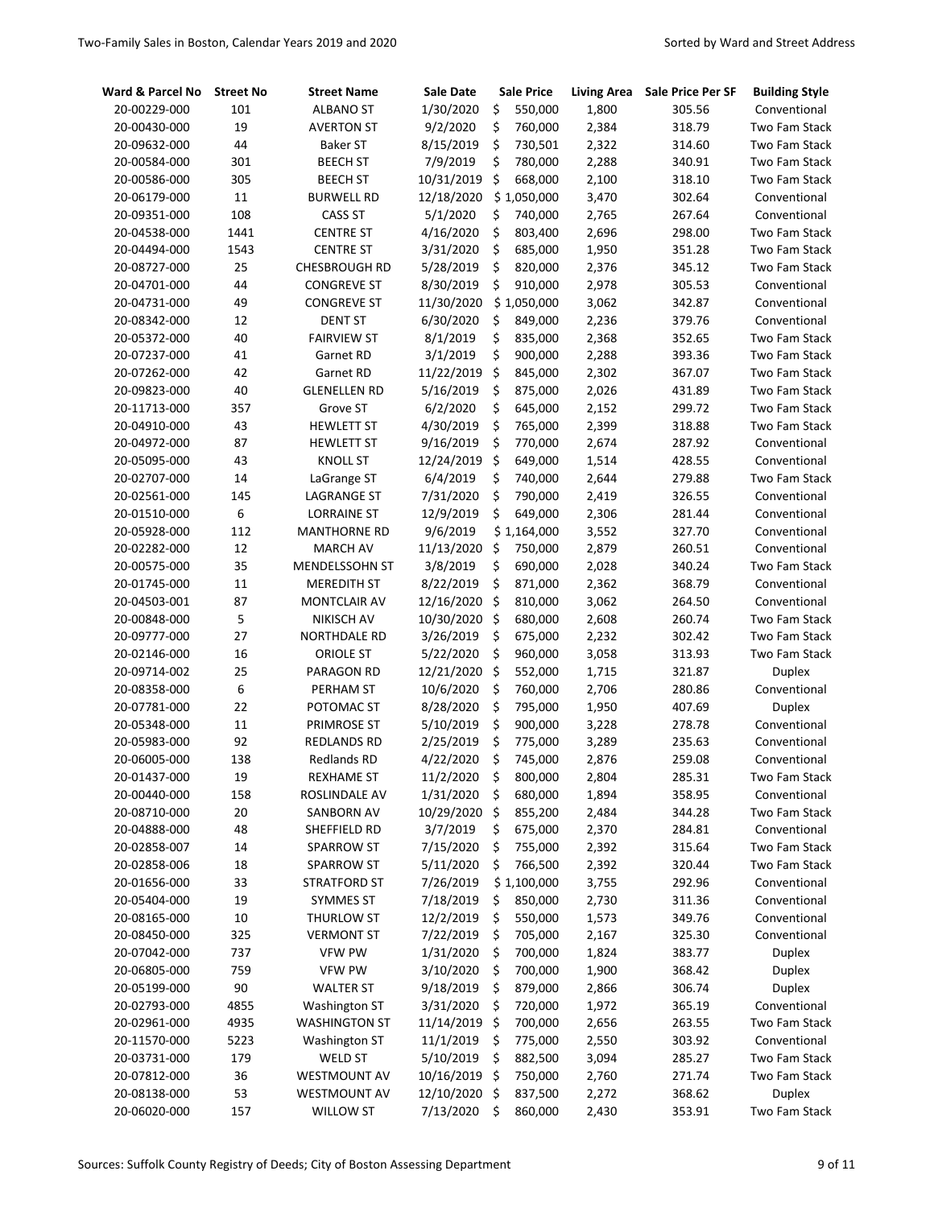| Ward & Parcel No | Street No | Street Name | Sale Date | Sale Price | Living Area | Sale Price Per SF | Building Style |
|---|---|---|---|---|---|---|---|
| 20-00229-000 | 101 | ALBANO ST | 1/30/2020 | $ 550,000 | 1,800 | 305.56 | Conventional |
| 20-00430-000 | 19 | AVERTON ST | 9/2/2020 | $ 760,000 | 2,384 | 318.79 | Two Fam Stack |
| 20-09632-000 | 44 | Baker ST | 8/15/2019 | $ 730,501 | 2,322 | 314.60 | Two Fam Stack |
| 20-00584-000 | 301 | BEECH ST | 7/9/2019 | $ 780,000 | 2,288 | 340.91 | Two Fam Stack |
| 20-00586-000 | 305 | BEECH ST | 10/31/2019 | $ 668,000 | 2,100 | 318.10 | Two Fam Stack |
| 20-06179-000 | 11 | BURWELL RD | 12/18/2020 | $ 1,050,000 | 3,470 | 302.64 | Conventional |
| 20-09351-000 | 108 | CASS ST | 5/1/2020 | $ 740,000 | 2,765 | 267.64 | Conventional |
| 20-04538-000 | 1441 | CENTRE ST | 4/16/2020 | $ 803,400 | 2,696 | 298.00 | Two Fam Stack |
| 20-04494-000 | 1543 | CENTRE ST | 3/31/2020 | $ 685,000 | 1,950 | 351.28 | Two Fam Stack |
| 20-08727-000 | 25 | CHESBROUGH RD | 5/28/2019 | $ 820,000 | 2,376 | 345.12 | Two Fam Stack |
| 20-04701-000 | 44 | CONGREVE ST | 8/30/2019 | $ 910,000 | 2,978 | 305.53 | Conventional |
| 20-04731-000 | 49 | CONGREVE ST | 11/30/2020 | $ 1,050,000 | 3,062 | 342.87 | Conventional |
| 20-08342-000 | 12 | DENT ST | 6/30/2020 | $ 849,000 | 2,236 | 379.76 | Conventional |
| 20-05372-000 | 40 | FAIRVIEW ST | 8/1/2019 | $ 835,000 | 2,368 | 352.65 | Two Fam Stack |
| 20-07237-000 | 41 | Garnet RD | 3/1/2019 | $ 900,000 | 2,288 | 393.36 | Two Fam Stack |
| 20-07262-000 | 42 | Garnet RD | 11/22/2019 | $ 845,000 | 2,302 | 367.07 | Two Fam Stack |
| 20-09823-000 | 40 | GLENELLEN RD | 5/16/2019 | $ 875,000 | 2,026 | 431.89 | Two Fam Stack |
| 20-11713-000 | 357 | Grove ST | 6/2/2020 | $ 645,000 | 2,152 | 299.72 | Two Fam Stack |
| 20-04910-000 | 43 | HEWLETT ST | 4/30/2019 | $ 765,000 | 2,399 | 318.88 | Two Fam Stack |
| 20-04972-000 | 87 | HEWLETT ST | 9/16/2019 | $ 770,000 | 2,674 | 287.92 | Conventional |
| 20-05095-000 | 43 | KNOLL ST | 12/24/2019 | $ 649,000 | 1,514 | 428.55 | Conventional |
| 20-02707-000 | 14 | LaGrange ST | 6/4/2019 | $ 740,000 | 2,644 | 279.88 | Two Fam Stack |
| 20-02561-000 | 145 | LAGRANGE ST | 7/31/2020 | $ 790,000 | 2,419 | 326.55 | Conventional |
| 20-01510-000 | 6 | LORRAINE ST | 12/9/2019 | $ 649,000 | 2,306 | 281.44 | Conventional |
| 20-05928-000 | 112 | MANTHORNE RD | 9/6/2019 | $ 1,164,000 | 3,552 | 327.70 | Conventional |
| 20-02282-000 | 12 | MARCH AV | 11/13/2020 | $ 750,000 | 2,879 | 260.51 | Conventional |
| 20-00575-000 | 35 | MENDELSSOHN ST | 3/8/2019 | $ 690,000 | 2,028 | 340.24 | Two Fam Stack |
| 20-01745-000 | 11 | MEREDITH ST | 8/22/2019 | $ 871,000 | 2,362 | 368.79 | Conventional |
| 20-04503-001 | 87 | MONTCLAIR AV | 12/16/2020 | $ 810,000 | 3,062 | 264.50 | Conventional |
| 20-00848-000 | 5 | NIKISCH AV | 10/30/2020 | $ 680,000 | 2,608 | 260.74 | Two Fam Stack |
| 20-09777-000 | 27 | NORTHDALE RD | 3/26/2019 | $ 675,000 | 2,232 | 302.42 | Two Fam Stack |
| 20-02146-000 | 16 | ORIOLE ST | 5/22/2020 | $ 960,000 | 3,058 | 313.93 | Two Fam Stack |
| 20-09714-002 | 25 | PARAGON RD | 12/21/2020 | $ 552,000 | 1,715 | 321.87 | Duplex |
| 20-08358-000 | 6 | PERHAM ST | 10/6/2020 | $ 760,000 | 2,706 | 280.86 | Conventional |
| 20-07781-000 | 22 | POTOMAC ST | 8/28/2020 | $ 795,000 | 1,950 | 407.69 | Duplex |
| 20-05348-000 | 11 | PRIMROSE ST | 5/10/2019 | $ 900,000 | 3,228 | 278.78 | Conventional |
| 20-05983-000 | 92 | REDLANDS RD | 2/25/2019 | $ 775,000 | 3,289 | 235.63 | Conventional |
| 20-06005-000 | 138 | Redlands RD | 4/22/2020 | $ 745,000 | 2,876 | 259.08 | Conventional |
| 20-01437-000 | 19 | REXHAME ST | 11/2/2020 | $ 800,000 | 2,804 | 285.31 | Two Fam Stack |
| 20-00440-000 | 158 | ROSLINDALE AV | 1/31/2020 | $ 680,000 | 1,894 | 358.95 | Conventional |
| 20-08710-000 | 20 | SANBORN AV | 10/29/2020 | $ 855,200 | 2,484 | 344.28 | Two Fam Stack |
| 20-04888-000 | 48 | SHEFFIELD RD | 3/7/2019 | $ 675,000 | 2,370 | 284.81 | Conventional |
| 20-02858-007 | 14 | SPARROW ST | 7/15/2020 | $ 755,000 | 2,392 | 315.64 | Two Fam Stack |
| 20-02858-006 | 18 | SPARROW ST | 5/11/2020 | $ 766,500 | 2,392 | 320.44 | Two Fam Stack |
| 20-01656-000 | 33 | STRATFORD ST | 7/26/2019 | $ 1,100,000 | 3,755 | 292.96 | Conventional |
| 20-05404-000 | 19 | SYMMES ST | 7/18/2019 | $ 850,000 | 2,730 | 311.36 | Conventional |
| 20-08165-000 | 10 | THURLOW ST | 12/2/2019 | $ 550,000 | 1,573 | 349.76 | Conventional |
| 20-08450-000 | 325 | VERMONT ST | 7/22/2019 | $ 705,000 | 2,167 | 325.30 | Conventional |
| 20-07042-000 | 737 | VFW PW | 1/31/2020 | $ 700,000 | 1,824 | 383.77 | Duplex |
| 20-06805-000 | 759 | VFW PW | 3/10/2020 | $ 700,000 | 1,900 | 368.42 | Duplex |
| 20-05199-000 | 90 | WALTER ST | 9/18/2019 | $ 879,000 | 2,866 | 306.74 | Duplex |
| 20-02793-000 | 4855 | Washington ST | 3/31/2020 | $ 720,000 | 1,972 | 365.19 | Conventional |
| 20-02961-000 | 4935 | WASHINGTON ST | 11/14/2019 | $ 700,000 | 2,656 | 263.55 | Two Fam Stack |
| 20-11570-000 | 5223 | Washington ST | 11/1/2019 | $ 775,000 | 2,550 | 303.92 | Conventional |
| 20-03731-000 | 179 | WELD ST | 5/10/2019 | $ 882,500 | 3,094 | 285.27 | Two Fam Stack |
| 20-07812-000 | 36 | WESTMOUNT AV | 10/16/2019 | $ 750,000 | 2,760 | 271.74 | Two Fam Stack |
| 20-08138-000 | 53 | WESTMOUNT AV | 12/10/2020 | $ 837,500 | 2,272 | 368.62 | Duplex |
| 20-06020-000 | 157 | WILLOW ST | 7/13/2020 | $ 860,000 | 2,430 | 353.91 | Two Fam Stack |

Sources: Suffolk County Registry of Deeds; City of Boston Assessing Department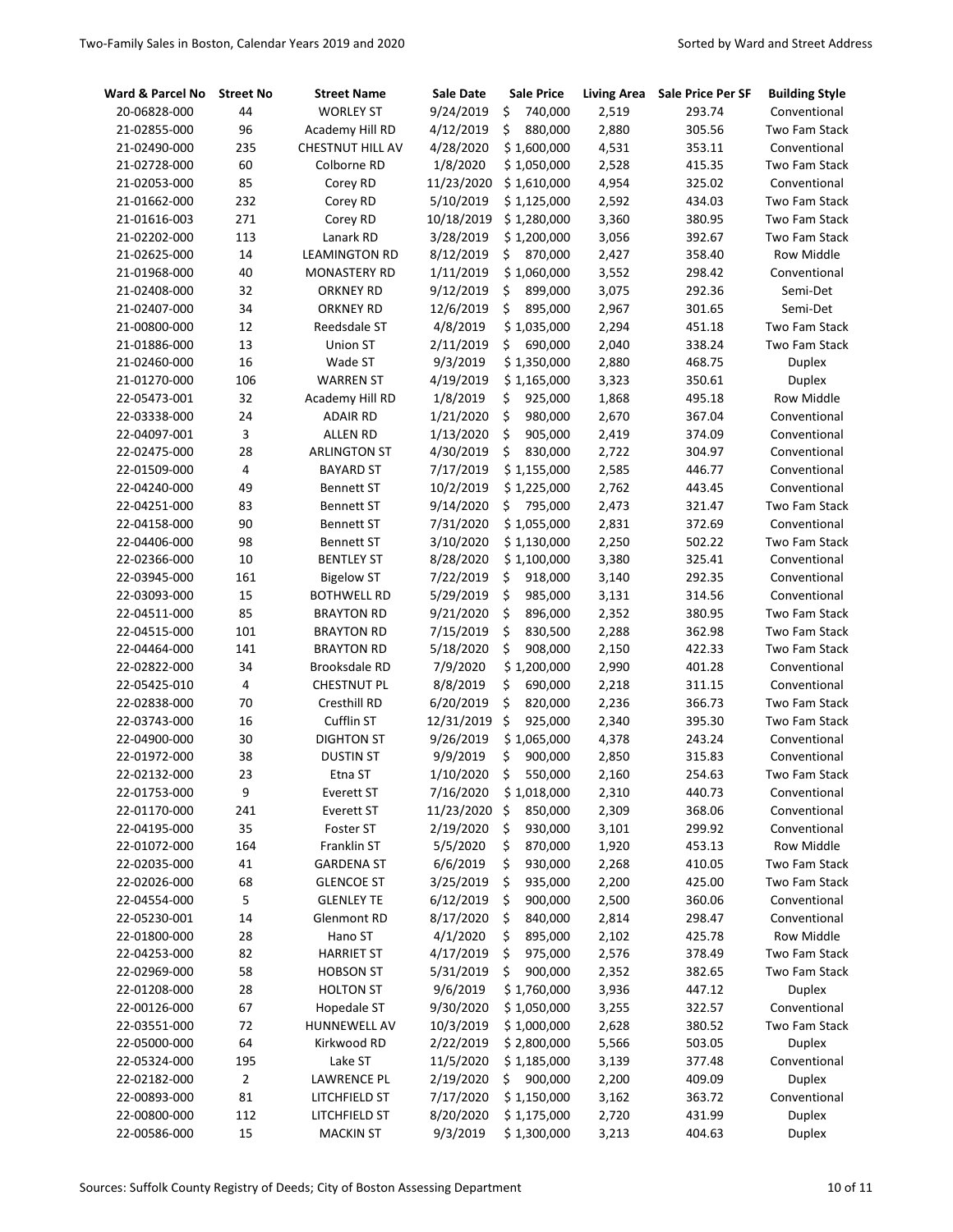| Ward & Parcel No | Street No | Street Name | Sale Date | Sale Price | Living Area | Sale Price Per SF | Building Style |
|---|---|---|---|---|---|---|---|
| 20-06828-000 | 44 | WORLEY ST | 9/24/2019 | $ 740,000 | 2,519 | 293.74 | Conventional |
| 21-02855-000 | 96 | Academy Hill RD | 4/12/2019 | $ 880,000 | 2,880 | 305.56 | Two Fam Stack |
| 21-02490-000 | 235 | CHESTNUT HILL AV | 4/28/2020 | $ 1,600,000 | 4,531 | 353.11 | Conventional |
| 21-02728-000 | 60 | Colborne RD | 1/8/2020 | $ 1,050,000 | 2,528 | 415.35 | Two Fam Stack |
| 21-02053-000 | 85 | Corey RD | 11/23/2020 | $ 1,610,000 | 4,954 | 325.02 | Conventional |
| 21-01662-000 | 232 | Corey RD | 5/10/2019 | $ 1,125,000 | 2,592 | 434.03 | Two Fam Stack |
| 21-01616-003 | 271 | Corey RD | 10/18/2019 | $ 1,280,000 | 3,360 | 380.95 | Two Fam Stack |
| 21-02202-000 | 113 | Lanark RD | 3/28/2019 | $ 1,200,000 | 3,056 | 392.67 | Two Fam Stack |
| 21-02625-000 | 14 | LEAMINGTON RD | 8/12/2019 | $ 870,000 | 2,427 | 358.40 | Row Middle |
| 21-01968-000 | 40 | MONASTERY RD | 1/11/2019 | $ 1,060,000 | 3,552 | 298.42 | Conventional |
| 21-02408-000 | 32 | ORKNEY RD | 9/12/2019 | $ 899,000 | 3,075 | 292.36 | Semi-Det |
| 21-02407-000 | 34 | ORKNEY RD | 12/6/2019 | $ 895,000 | 2,967 | 301.65 | Semi-Det |
| 21-00800-000 | 12 | Reedsdale ST | 4/8/2019 | $ 1,035,000 | 2,294 | 451.18 | Two Fam Stack |
| 21-01886-000 | 13 | Union ST | 2/11/2019 | $ 690,000 | 2,040 | 338.24 | Two Fam Stack |
| 21-02460-000 | 16 | Wade ST | 9/3/2019 | $ 1,350,000 | 2,880 | 468.75 | Duplex |
| 21-01270-000 | 106 | WARREN ST | 4/19/2019 | $ 1,165,000 | 3,323 | 350.61 | Duplex |
| 22-05473-001 | 32 | Academy Hill RD | 1/8/2019 | $ 925,000 | 1,868 | 495.18 | Row Middle |
| 22-03338-000 | 24 | ADAIR RD | 1/21/2020 | $ 980,000 | 2,670 | 367.04 | Conventional |
| 22-04097-001 | 3 | ALLEN RD | 1/13/2020 | $ 905,000 | 2,419 | 374.09 | Conventional |
| 22-02475-000 | 28 | ARLINGTON ST | 4/30/2019 | $ 830,000 | 2,722 | 304.97 | Conventional |
| 22-01509-000 | 4 | BAYARD ST | 7/17/2019 | $ 1,155,000 | 2,585 | 446.77 | Conventional |
| 22-04240-000 | 49 | Bennett ST | 10/2/2019 | $ 1,225,000 | 2,762 | 443.45 | Conventional |
| 22-04251-000 | 83 | Bennett ST | 9/14/2020 | $ 795,000 | 2,473 | 321.47 | Two Fam Stack |
| 22-04158-000 | 90 | Bennett ST | 7/31/2020 | $ 1,055,000 | 2,831 | 372.69 | Conventional |
| 22-04406-000 | 98 | Bennett ST | 3/10/2020 | $ 1,130,000 | 2,250 | 502.22 | Two Fam Stack |
| 22-02366-000 | 10 | BENTLEY ST | 8/28/2020 | $ 1,100,000 | 3,380 | 325.41 | Conventional |
| 22-03945-000 | 161 | Bigelow ST | 7/22/2019 | $ 918,000 | 3,140 | 292.35 | Conventional |
| 22-03093-000 | 15 | BOTHWELL RD | 5/29/2019 | $ 985,000 | 3,131 | 314.56 | Conventional |
| 22-04511-000 | 85 | BRAYTON RD | 9/21/2020 | $ 896,000 | 2,352 | 380.95 | Two Fam Stack |
| 22-04515-000 | 101 | BRAYTON RD | 7/15/2019 | $ 830,500 | 2,288 | 362.98 | Two Fam Stack |
| 22-04464-000 | 141 | BRAYTON RD | 5/18/2020 | $ 908,000 | 2,150 | 422.33 | Two Fam Stack |
| 22-02822-000 | 34 | Brooksdale RD | 7/9/2020 | $ 1,200,000 | 2,990 | 401.28 | Conventional |
| 22-05425-010 | 4 | CHESTNUT PL | 8/8/2019 | $ 690,000 | 2,218 | 311.15 | Conventional |
| 22-02838-000 | 70 | Cresthill RD | 6/20/2019 | $ 820,000 | 2,236 | 366.73 | Two Fam Stack |
| 22-03743-000 | 16 | Cufflin ST | 12/31/2019 | $ 925,000 | 2,340 | 395.30 | Two Fam Stack |
| 22-04900-000 | 30 | DIGHTON ST | 9/26/2019 | $ 1,065,000 | 4,378 | 243.24 | Conventional |
| 22-01972-000 | 38 | DUSTIN ST | 9/9/2019 | $ 900,000 | 2,850 | 315.83 | Conventional |
| 22-02132-000 | 23 | Etna ST | 1/10/2020 | $ 550,000 | 2,160 | 254.63 | Two Fam Stack |
| 22-01753-000 | 9 | Everett ST | 7/16/2020 | $ 1,018,000 | 2,310 | 440.73 | Conventional |
| 22-01170-000 | 241 | Everett ST | 11/23/2020 | $ 850,000 | 2,309 | 368.06 | Conventional |
| 22-04195-000 | 35 | Foster ST | 2/19/2020 | $ 930,000 | 3,101 | 299.92 | Conventional |
| 22-01072-000 | 164 | Franklin ST | 5/5/2020 | $ 870,000 | 1,920 | 453.13 | Row Middle |
| 22-02035-000 | 41 | GARDENA ST | 6/6/2019 | $ 930,000 | 2,268 | 410.05 | Two Fam Stack |
| 22-02026-000 | 68 | GLENCOE ST | 3/25/2019 | $ 935,000 | 2,200 | 425.00 | Two Fam Stack |
| 22-04554-000 | 5 | GLENLEY TE | 6/12/2019 | $ 900,000 | 2,500 | 360.06 | Conventional |
| 22-05230-001 | 14 | Glenmont RD | 8/17/2020 | $ 840,000 | 2,814 | 298.47 | Conventional |
| 22-01800-000 | 28 | Hano ST | 4/1/2020 | $ 895,000 | 2,102 | 425.78 | Row Middle |
| 22-04253-000 | 82 | HARRIET ST | 4/17/2019 | $ 975,000 | 2,576 | 378.49 | Two Fam Stack |
| 22-02969-000 | 58 | HOBSON ST | 5/31/2019 | $ 900,000 | 2,352 | 382.65 | Two Fam Stack |
| 22-01208-000 | 28 | HOLTON ST | 9/6/2019 | $ 1,760,000 | 3,936 | 447.12 | Duplex |
| 22-00126-000 | 67 | Hopedale ST | 9/30/2020 | $ 1,050,000 | 3,255 | 322.57 | Conventional |
| 22-03551-000 | 72 | HUNNEWELL AV | 10/3/2019 | $ 1,000,000 | 2,628 | 380.52 | Two Fam Stack |
| 22-05000-000 | 64 | Kirkwood RD | 2/22/2019 | $ 2,800,000 | 5,566 | 503.05 | Duplex |
| 22-05324-000 | 195 | Lake ST | 11/5/2020 | $ 1,185,000 | 3,139 | 377.48 | Conventional |
| 22-02182-000 | 2 | LAWRENCE PL | 2/19/2020 | $ 900,000 | 2,200 | 409.09 | Duplex |
| 22-00893-000 | 81 | LITCHFIELD ST | 7/17/2020 | $ 1,150,000 | 3,162 | 363.72 | Conventional |
| 22-00800-000 | 112 | LITCHFIELD ST | 8/20/2020 | $ 1,175,000 | 2,720 | 431.99 | Duplex |
| 22-00586-000 | 15 | MACKIN ST | 9/3/2019 | $ 1,300,000 | 3,213 | 404.63 | Duplex |

Sources: Suffolk County Registry of Deeds; City of Boston Assessing Department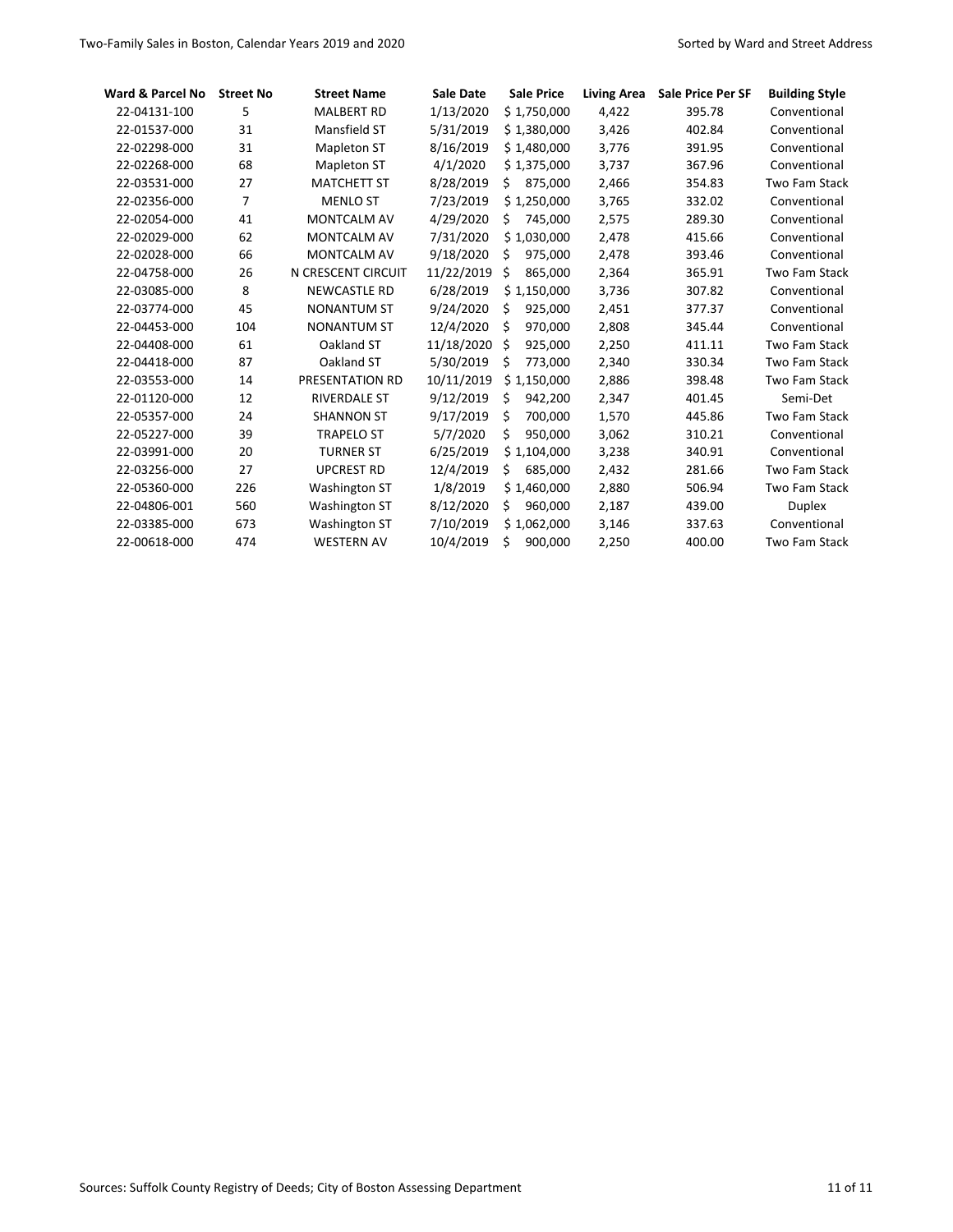| Ward & Parcel No | Street No | Street Name | Sale Date | Sale Price | Living Area | Sale Price Per SF | Building Style |
|---|---|---|---|---|---|---|---|
| 22-04131-100 | 5 | MALBERT RD | 1/13/2020 | $ 1,750,000 | 4,422 | 395.78 | Conventional |
| 22-01537-000 | 31 | Mansfield ST | 5/31/2019 | $ 1,380,000 | 3,426 | 402.84 | Conventional |
| 22-02298-000 | 31 | Mapleton ST | 8/16/2019 | $ 1,480,000 | 3,776 | 391.95 | Conventional |
| 22-02268-000 | 68 | Mapleton ST | 4/1/2020 | $ 1,375,000 | 3,737 | 367.96 | Conventional |
| 22-03531-000 | 27 | MATCHETT ST | 8/28/2019 | $ 875,000 | 2,466 | 354.83 | Two Fam Stack |
| 22-02356-000 | 7 | MENLO ST | 7/23/2019 | $ 1,250,000 | 3,765 | 332.02 | Conventional |
| 22-02054-000 | 41 | MONTCALM AV | 4/29/2020 | $ 745,000 | 2,575 | 289.30 | Conventional |
| 22-02029-000 | 62 | MONTCALM AV | 7/31/2020 | $ 1,030,000 | 2,478 | 415.66 | Conventional |
| 22-02028-000 | 66 | MONTCALM AV | 9/18/2020 | $ 975,000 | 2,478 | 393.46 | Conventional |
| 22-04758-000 | 26 | N CRESCENT CIRCUIT | 11/22/2019 | $ 865,000 | 2,364 | 365.91 | Two Fam Stack |
| 22-03085-000 | 8 | NEWCASTLE RD | 6/28/2019 | $ 1,150,000 | 3,736 | 307.82 | Conventional |
| 22-03774-000 | 45 | NONANTUM ST | 9/24/2020 | $ 925,000 | 2,451 | 377.37 | Conventional |
| 22-04453-000 | 104 | NONANTUM ST | 12/4/2020 | $ 970,000 | 2,808 | 345.44 | Conventional |
| 22-04408-000 | 61 | Oakland ST | 11/18/2020 | $ 925,000 | 2,250 | 411.11 | Two Fam Stack |
| 22-04418-000 | 87 | Oakland ST | 5/30/2019 | $ 773,000 | 2,340 | 330.34 | Two Fam Stack |
| 22-03553-000 | 14 | PRESENTATION RD | 10/11/2019 | $ 1,150,000 | 2,886 | 398.48 | Two Fam Stack |
| 22-01120-000 | 12 | RIVERDALE ST | 9/12/2019 | $ 942,200 | 2,347 | 401.45 | Semi-Det |
| 22-05357-000 | 24 | SHANNON ST | 9/17/2019 | $ 700,000 | 1,570 | 445.86 | Two Fam Stack |
| 22-05227-000 | 39 | TRAPELO ST | 5/7/2020 | $ 950,000 | 3,062 | 310.21 | Conventional |
| 22-03991-000 | 20 | TURNER ST | 6/25/2019 | $ 1,104,000 | 3,238 | 340.91 | Conventional |
| 22-03256-000 | 27 | UPCREST RD | 12/4/2019 | $ 685,000 | 2,432 | 281.66 | Two Fam Stack |
| 22-05360-000 | 226 | Washington ST | 1/8/2019 | $ 1,460,000 | 2,880 | 506.94 | Two Fam Stack |
| 22-04806-001 | 560 | Washington ST | 8/12/2020 | $ 960,000 | 2,187 | 439.00 | Duplex |
| 22-03385-000 | 673 | Washington ST | 7/10/2019 | $ 1,062,000 | 3,146 | 337.63 | Conventional |
| 22-00618-000 | 474 | WESTERN AV | 10/4/2019 | $ 900,000 | 2,250 | 400.00 | Two Fam Stack |